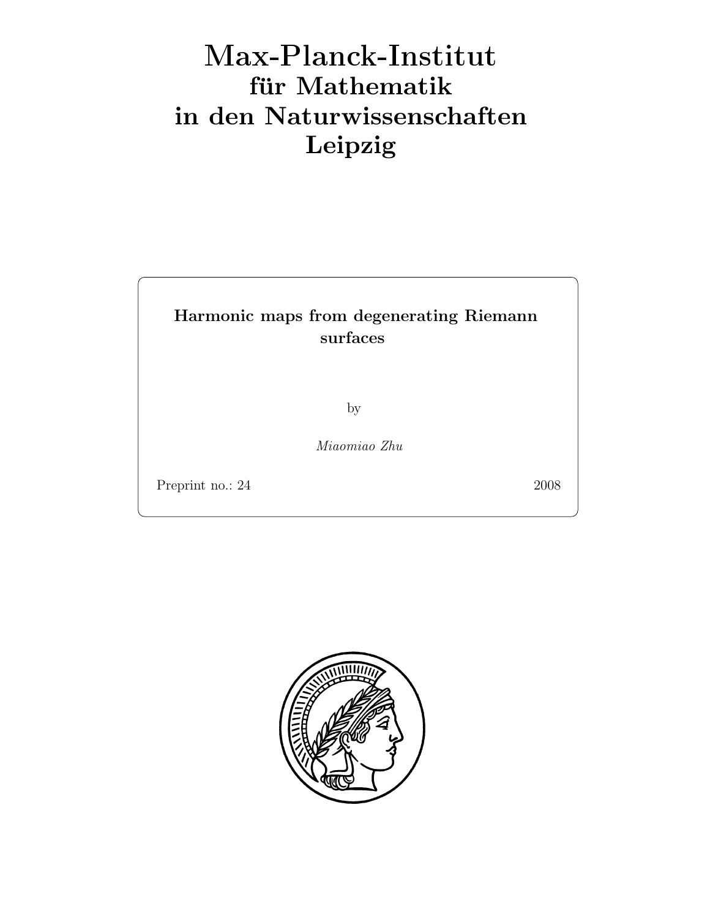# Max-Planck-Institut
## für Mathematik
## in den Naturwissenschaften
## Leipzig

**Harmonic maps from degenerating Riemann surfaces**

by

*Miaomiao Zhu*

Preprint no.: 24 2008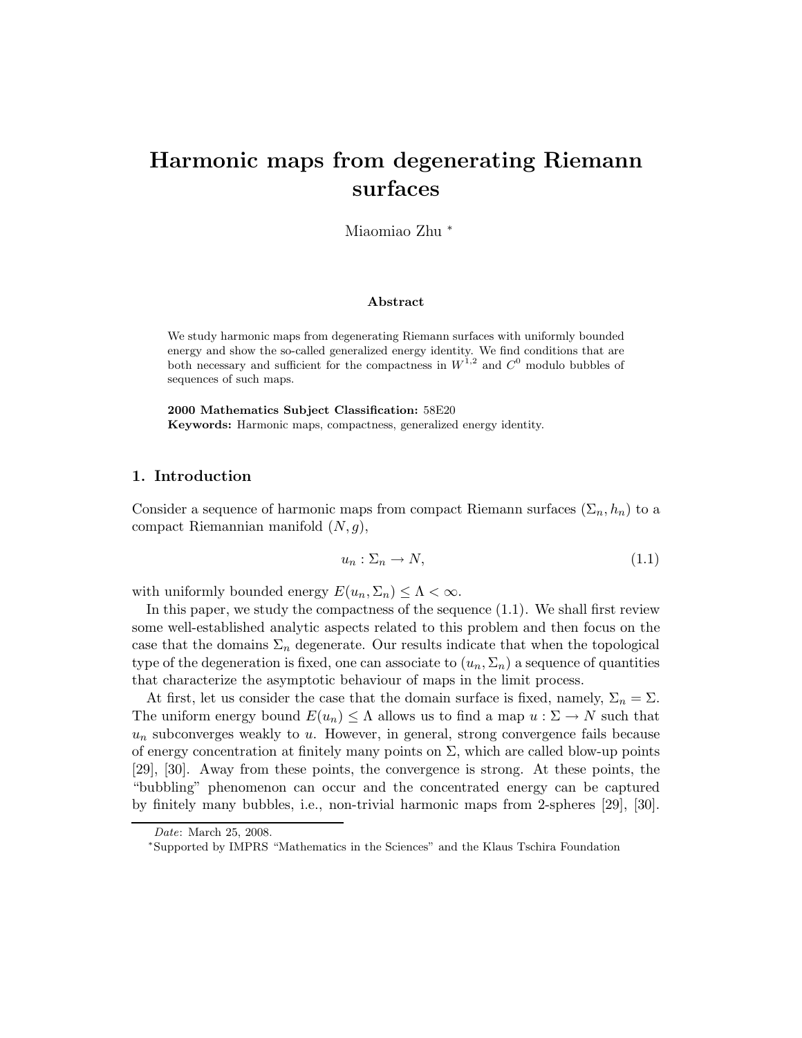# Harmonic maps from degenerating Riemann surfaces

Miaomiao Zhu *

**Abstract**

We study harmonic maps from degenerating Riemann surfaces with uniformly bounded energy and show the so-called generalized energy identity. We find conditions that are both necessary and sufficient for the compactness in $W^{1,2}$ and $C^0$ modulo bubbles of sequences of such maps.

**2000 Mathematics Subject Classification:** 58E20

**Keywords:** Harmonic maps, compactness, generalized energy identity.

## 1. Introduction

Consider a sequence of harmonic maps from compact Riemann surfaces $(\Sigma_n, h_n)$ to a compact Riemannian manifold $(N, g)$,

$$u_n : \Sigma_n \to N, \tag{1.1}$$

with uniformly bounded energy $E(u_n, \Sigma_n) \leq \Lambda < \infty$.

In this paper, we study the compactness of the sequence (1.1). We shall first review some well-established analytic aspects related to this problem and then focus on the case that the domains $\Sigma_n$ degenerate. Our results indicate that when the topological type of the degeneration is fixed, one can associate to $(u_n, \Sigma_n)$ a sequence of quantities that characterize the asymptotic behaviour of maps in the limit process.

At first, let us consider the case that the domain surface is fixed, namely, $\Sigma_n = \Sigma$. The uniform energy bound $E(u_n) \leq \Lambda$ allows us to find a map $u : \Sigma \to N$ such that $u_n$ subconverges weakly to $u$. However, in general, strong convergence fails because of energy concentration at finitely many points on $\Sigma$, which are called blow-up points [29], [30]. Away from these points, the convergence is strong. At these points, the "bubbling" phenomenon can occur and the concentrated energy can be captured by finitely many bubbles, i.e., non-trivial harmonic maps from 2-spheres [29], [30].

*Date*: March 25, 2008.

*Supported by IMPRS "Mathematics in the Sciences" and the Klaus Tschira Foundation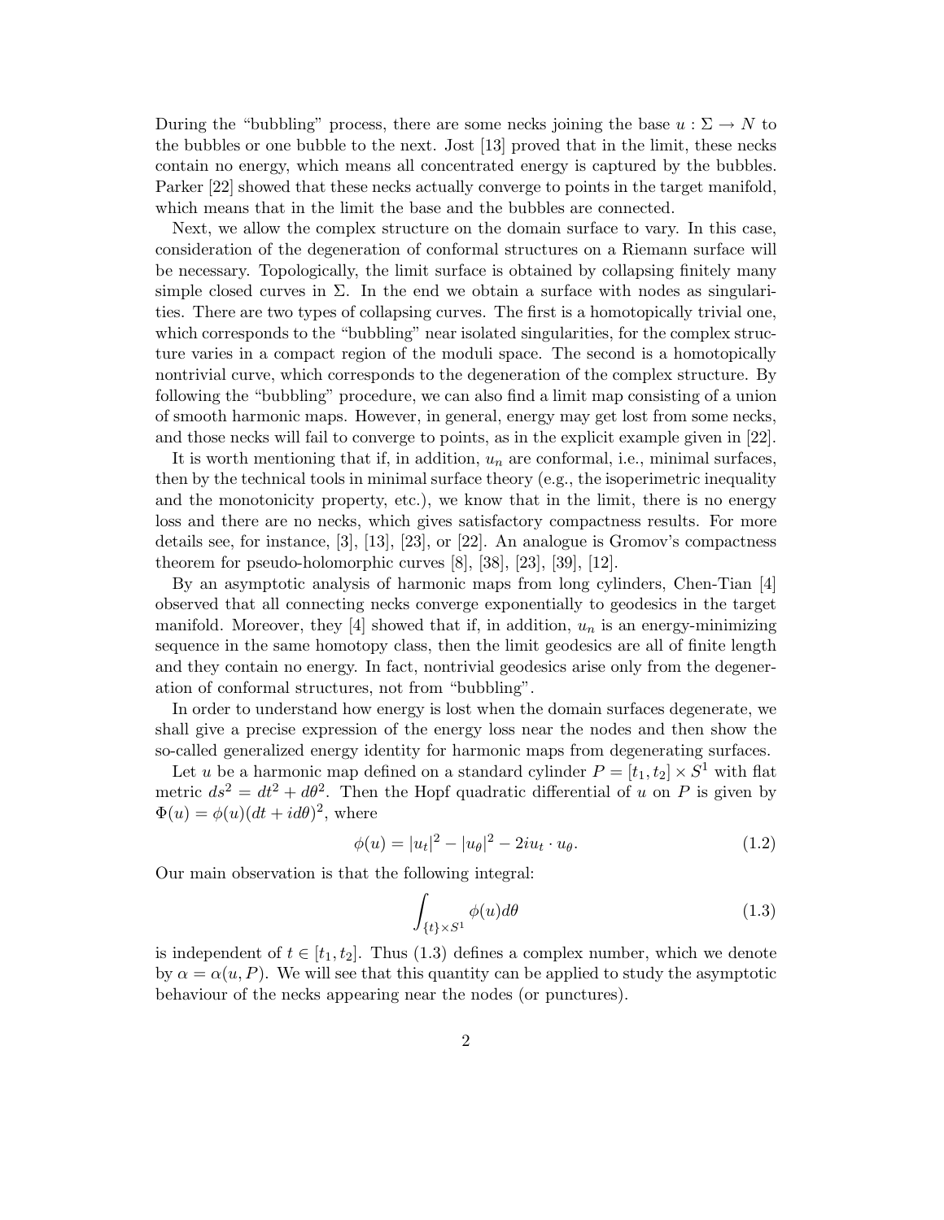During the "bubbling" process, there are some necks joining the base $u : \Sigma \to N$ to the bubbles or one bubble to the next. Jost [13] proved that in the limit, these necks contain no energy, which means all concentrated energy is captured by the bubbles. Parker [22] showed that these necks actually converge to points in the target manifold, which means that in the limit the base and the bubbles are connected.

Next, we allow the complex structure on the domain surface to vary. In this case, consideration of the degeneration of conformal structures on a Riemann surface will be necessary. Topologically, the limit surface is obtained by collapsing finitely many simple closed curves in $\Sigma$. In the end we obtain a surface with nodes as singularities. There are two types of collapsing curves. The first is a homotopically trivial one, which corresponds to the "bubbling" near isolated singularities, for the complex structure varies in a compact region of the moduli space. The second is a homotopically nontrivial curve, which corresponds to the degeneration of the complex structure. By following the "bubbling" procedure, we can also find a limit map consisting of a union of smooth harmonic maps. However, in general, energy may get lost from some necks, and those necks will fail to converge to points, as in the explicit example given in [22].

It is worth mentioning that if, in addition, $u_n$ are conformal, i.e., minimal surfaces, then by the technical tools in minimal surface theory (e.g., the isoperimetric inequality and the monotonicity property, etc.), we know that in the limit, there is no energy loss and there are no necks, which gives satisfactory compactness results. For more details see, for instance, [3], [13], [23], or [22]. An analogue is Gromov's compactness theorem for pseudo-holomorphic curves [8], [38], [23], [39], [12].

By an asymptotic analysis of harmonic maps from long cylinders, Chen-Tian [4] observed that all connecting necks converge exponentially to geodesics in the target manifold. Moreover, they [4] showed that if, in addition, $u_n$ is an energy-minimizing sequence in the same homotopy class, then the limit geodesics are all of finite length and they contain no energy. In fact, nontrivial geodesics arise only from the degeneration of conformal structures, not from "bubbling".

In order to understand how energy is lost when the domain surfaces degenerate, we shall give a precise expression of the energy loss near the nodes and then show the so-called generalized energy identity for harmonic maps from degenerating surfaces.

Let $u$ be a harmonic map defined on a standard cylinder $P = [t_1, t_2] \times S^1$ with flat metric $ds^2 = dt^2 + d\theta^2$. Then the Hopf quadratic differential of $u$ on $P$ is given by $\Phi(u) = \phi(u)(dt + id\theta)^2$, where

$$\phi(u) = |u_t|^2 - |u_\theta|^2 - 2iu_t \cdot u_\theta. \tag{1.2}$$

Our main observation is that the following integral:

$$\int_{\{t\}\times S^1} \phi(u) d\theta \tag{1.3}$$

is independent of $t \in [t_1, t_2]$. Thus (1.3) defines a complex number, which we denote by $\alpha = \alpha(u, P)$. We will see that this quantity can be applied to study the asymptotic behaviour of the necks appearing near the nodes (or punctures).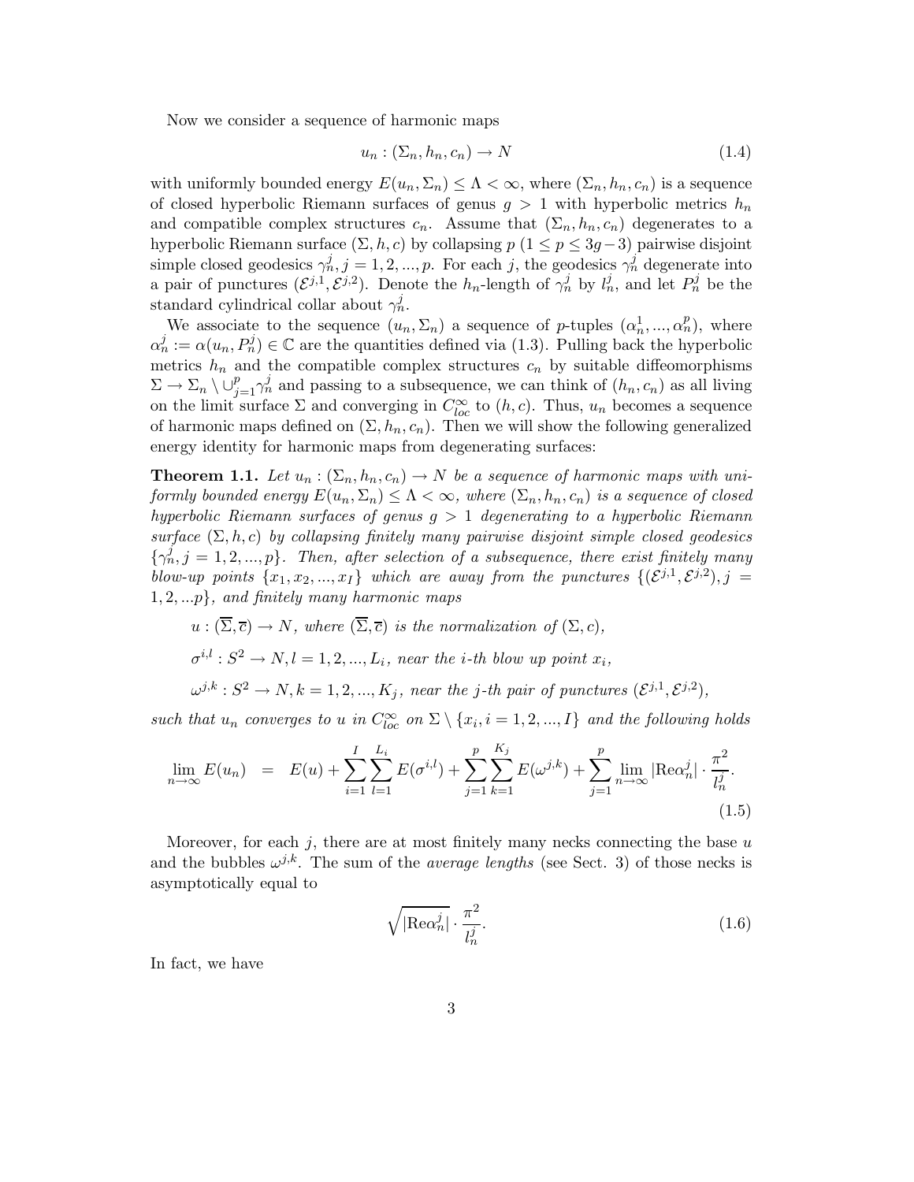Now we consider a sequence of harmonic maps

$$u_n : (\Sigma_n, h_n, c_n) \to N \tag{1.4}$$

with uniformly bounded energy $E(u_n, \Sigma_n) \leq \Lambda < \infty$, where $(\Sigma_n, h_n, c_n)$ is a sequence of closed hyperbolic Riemann surfaces of genus $g > 1$ with hyperbolic metrics $h_n$ and compatible complex structures $c_n$. Assume that $(\Sigma_n, h_n, c_n)$ degenerates to a hyperbolic Riemann surface $(\Sigma, h, c)$ by collapsing $p$ $(1 \leq p \leq 3g-3)$ pairwise disjoint simple closed geodesics $\gamma_n^j, j = 1, 2, ..., p$. For each $j$, the geodesics $\gamma_n^j$ degenerate into a pair of punctures $(\mathcal{E}^{j,1}, \mathcal{E}^{j,2})$. Denote the $h_n$-length of $\gamma_n^j$ by $l_n^j$, and let $P_n^j$ be the standard cylindrical collar about $\gamma_n^j$.

We associate to the sequence $(u_n, \Sigma_n)$ a sequence of $p$-tuples $(\alpha_n^1, ..., \alpha_n^p)$, where $\alpha_n^j := \alpha(u_n, P_n^j) \in \mathbb{C}$ are the quantities defined via (1.3). Pulling back the hyperbolic metrics $h_n$ and the compatible complex structures $c_n$ by suitable diffeomorphisms $\Sigma \to \Sigma_n \setminus \cup_{j=1}^p \gamma_n^j$ and passing to a subsequence, we can think of $(h_n, c_n)$ as all living on the limit surface $\Sigma$ and converging in $C_{loc}^\infty$ to $(h, c)$. Thus, $u_n$ becomes a sequence of harmonic maps defined on $(\Sigma, h_n, c_n)$. Then we will show the following generalized energy identity for harmonic maps from degenerating surfaces:

**Theorem 1.1.** *Let $u_n : (\Sigma_n, h_n, c_n) \to N$ be a sequence of harmonic maps with uniformly bounded energy $E(u_n, \Sigma_n) \leq \Lambda < \infty$, where $(\Sigma_n, h_n, c_n)$ is a sequence of closed hyperbolic Riemann surfaces of genus $g > 1$ degenerating to a hyperbolic Riemann surface $(\Sigma, h, c)$ by collapsing finitely many pairwise disjoint simple closed geodesics $\{\gamma_n^j, j = 1, 2, ..., p\}$. Then, after selection of a subsequence, there exist finitely many blow-up points $\{x_1, x_2, ..., x_I\}$ which are away from the punctures $\{(\mathcal{E}^{j,1}, \mathcal{E}^{j,2}), j = 1, 2, ...p\}$, and finitely many harmonic maps*

$u : (\overline{\Sigma}, \overline{c}) \to N$, *where $(\overline{\Sigma}, \overline{c})$ is the normalization of $(\Sigma, c)$,*

$\sigma^{i,l} : S^2 \to N, l = 1, 2, ..., L_i$, *near the $i$-th blow up point $x_i$,*

$\omega^{j,k} : S^2 \to N, k = 1, 2, ..., K_j$, *near the $j$-th pair of punctures $(\mathcal{E}^{j,1}, \mathcal{E}^{j,2})$,*

*such that $u_n$ converges to $u$ in $C_{loc}^\infty$ on $\Sigma \setminus \{x_i, i = 1, 2, ..., I\}$ and the following holds*

$$\lim_{n\to\infty} E(u_n) = E(u) + \sum_{i=1}^{I}\sum_{l=1}^{L_i} E(\sigma^{i,l}) + \sum_{j=1}^{p}\sum_{k=1}^{K_j} E(\omega^{j,k}) + \sum_{j=1}^{p} \lim_{n\to\infty} |\mathrm{Re}\alpha_n^j| \cdot \frac{\pi^2}{l_n^j}. \tag{1.5}$$

Moreover, for each $j$, there are at most finitely many necks connecting the base $u$ and the bubbles $\omega^{j,k}$. The sum of the *average lengths* (see Sect. 3) of those necks is asymptotically equal to

$$\sqrt{|\mathrm{Re}\alpha_n^j|} \cdot \frac{\pi^2}{l_n^j}. \tag{1.6}$$

In fact, we have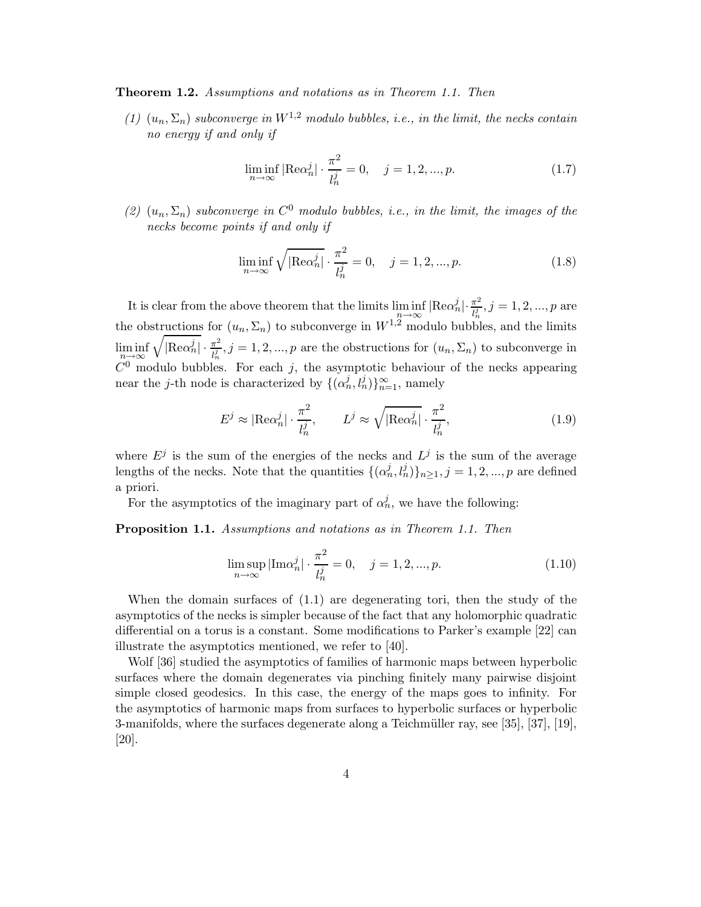**Theorem 1.2.** *Assumptions and notations as in Theorem 1.1. Then*

*(1) $(u_n, \Sigma_n)$ subconverge in $W^{1,2}$ modulo bubbles, i.e., in the limit, the necks contain no energy if and only if*

$$\liminf_{n\to\infty} |\mathrm{Re}\alpha_n^j| \cdot \frac{\pi^2}{l_n^j} = 0, \quad j = 1, 2, ..., p. \tag{1.7}$$

*(2) $(u_n, \Sigma_n)$ subconverge in $C^0$ modulo bubbles, i.e., in the limit, the images of the necks become points if and only if*

$$\liminf_{n\to\infty} \sqrt{|\mathrm{Re}\alpha_n^j|} \cdot \frac{\pi^2}{l_n^j} = 0, \quad j = 1, 2, ..., p. \tag{1.8}$$

It is clear from the above theorem that the limits $\liminf_{n\to\infty} |\mathrm{Re}\alpha_n^j| \cdot \frac{\pi^2}{l_n^j}, j = 1, 2, ..., p$ are the obstructions for $(u_n, \Sigma_n)$ to subconverge in $W^{1,2}$ modulo bubbles, and the limits $\liminf_{n\to\infty} \sqrt{|\mathrm{Re}\alpha_n^j|} \cdot \frac{\pi^2}{l_n^j}, j = 1, 2, ..., p$ are the obstructions for $(u_n, \Sigma_n)$ to subconverge in $C^0$ modulo bubbles. For each $j$, the asymptotic behaviour of the necks appearing near the $j$-th node is characterized by $\{(\alpha_n^j, l_n^j)\}_{n=1}^{\infty}$, namely

$$E^j \approx |\mathrm{Re}\alpha_n^j| \cdot \frac{\pi^2}{l_n^j}, \qquad L^j \approx \sqrt{|\mathrm{Re}\alpha_n^j|} \cdot \frac{\pi^2}{l_n^j}, \tag{1.9}$$

where $E^j$ is the sum of the energies of the necks and $L^j$ is the sum of the average lengths of the necks. Note that the quantities $\{(\alpha_n^j, l_n^j)\}_{n\geq 1}, j = 1, 2, ..., p$ are defined a priori.

For the asymptotics of the imaginary part of $\alpha_n^j$, we have the following:

**Proposition 1.1.** *Assumptions and notations as in Theorem 1.1. Then*

$$\limsup_{n\to\infty} |\mathrm{Im}\alpha_n^j| \cdot \frac{\pi^2}{l_n^j} = 0, \quad j = 1, 2, ..., p. \tag{1.10}$$

When the domain surfaces of (1.1) are degenerating tori, then the study of the asymptotics of the necks is simpler because of the fact that any holomorphic quadratic differential on a torus is a constant. Some modifications to Parker's example [22] can illustrate the asymptotics mentioned, we refer to [40].

Wolf [36] studied the asymptotics of families of harmonic maps between hyperbolic surfaces where the domain degenerates via pinching finitely many pairwise disjoint simple closed geodesics. In this case, the energy of the maps goes to infinity. For the asymptotics of harmonic maps from surfaces to hyperbolic surfaces or hyperbolic 3-manifolds, where the surfaces degenerate along a Teichmüller ray, see [35], [37], [19], [20].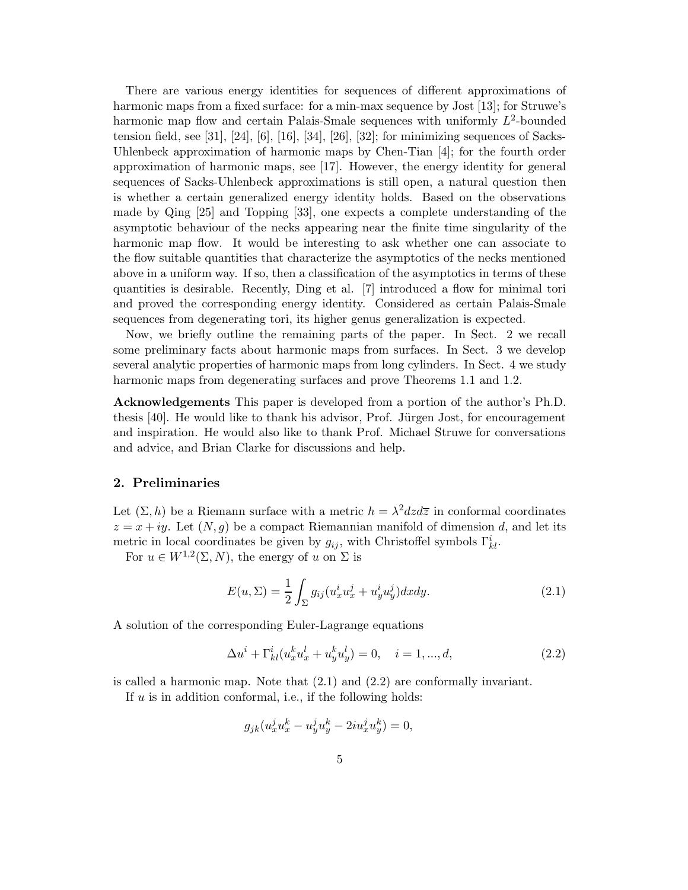There are various energy identities for sequences of different approximations of harmonic maps from a fixed surface: for a min-max sequence by Jost [13]; for Struwe's harmonic map flow and certain Palais-Smale sequences with uniformly $L^2$-bounded tension field, see [31], [24], [6], [16], [34], [26], [32]; for minimizing sequences of Sacks-Uhlenbeck approximation of harmonic maps by Chen-Tian [4]; for the fourth order approximation of harmonic maps, see [17]. However, the energy identity for general sequences of Sacks-Uhlenbeck approximations is still open, a natural question then is whether a certain generalized energy identity holds. Based on the observations made by Qing [25] and Topping [33], one expects a complete understanding of the asymptotic behaviour of the necks appearing near the finite time singularity of the harmonic map flow. It would be interesting to ask whether one can associate to the flow suitable quantities that characterize the asymptotics of the necks mentioned above in a uniform way. If so, then a classification of the asymptotics in terms of these quantities is desirable. Recently, Ding et al. [7] introduced a flow for minimal tori and proved the corresponding energy identity. Considered as certain Palais-Smale sequences from degenerating tori, its higher genus generalization is expected.

Now, we briefly outline the remaining parts of the paper. In Sect. 2 we recall some preliminary facts about harmonic maps from surfaces. In Sect. 3 we develop several analytic properties of harmonic maps from long cylinders. In Sect. 4 we study harmonic maps from degenerating surfaces and prove Theorems 1.1 and 1.2.

**Acknowledgements** This paper is developed from a portion of the author's Ph.D. thesis [40]. He would like to thank his advisor, Prof. Jürgen Jost, for encouragement and inspiration. He would also like to thank Prof. Michael Struwe for conversations and advice, and Brian Clarke for discussions and help.

## 2. Preliminaries

Let $(\Sigma, h)$ be a Riemann surface with a metric $h = \lambda^2 dz d\overline{z}$ in conformal coordinates $z = x + iy$. Let $(N, g)$ be a compact Riemannian manifold of dimension $d$, and let its metric in local coordinates be given by $g_{ij}$, with Christoffel symbols $\Gamma^i_{kl}$.

For $u \in W^{1,2}(\Sigma, N)$, the energy of $u$ on $\Sigma$ is

$$E(u, \Sigma) = \frac{1}{2} \int_\Sigma g_{ij}(u^i_x u^j_x + u^i_y u^j_y) dx dy. \tag{2.1}$$

A solution of the corresponding Euler-Lagrange equations

$$\Delta u^i + \Gamma^i_{kl}(u^k_x u^l_x + u^k_y u^l_y) = 0, \quad i = 1, ..., d, \tag{2.2}$$

is called a harmonic map. Note that (2.1) and (2.2) are conformally invariant.

If $u$ is in addition conformal, i.e., if the following holds:

$$g_{jk}(u^j_x u^k_x - u^j_y u^k_y - 2i u^j_x u^k_y) = 0,$$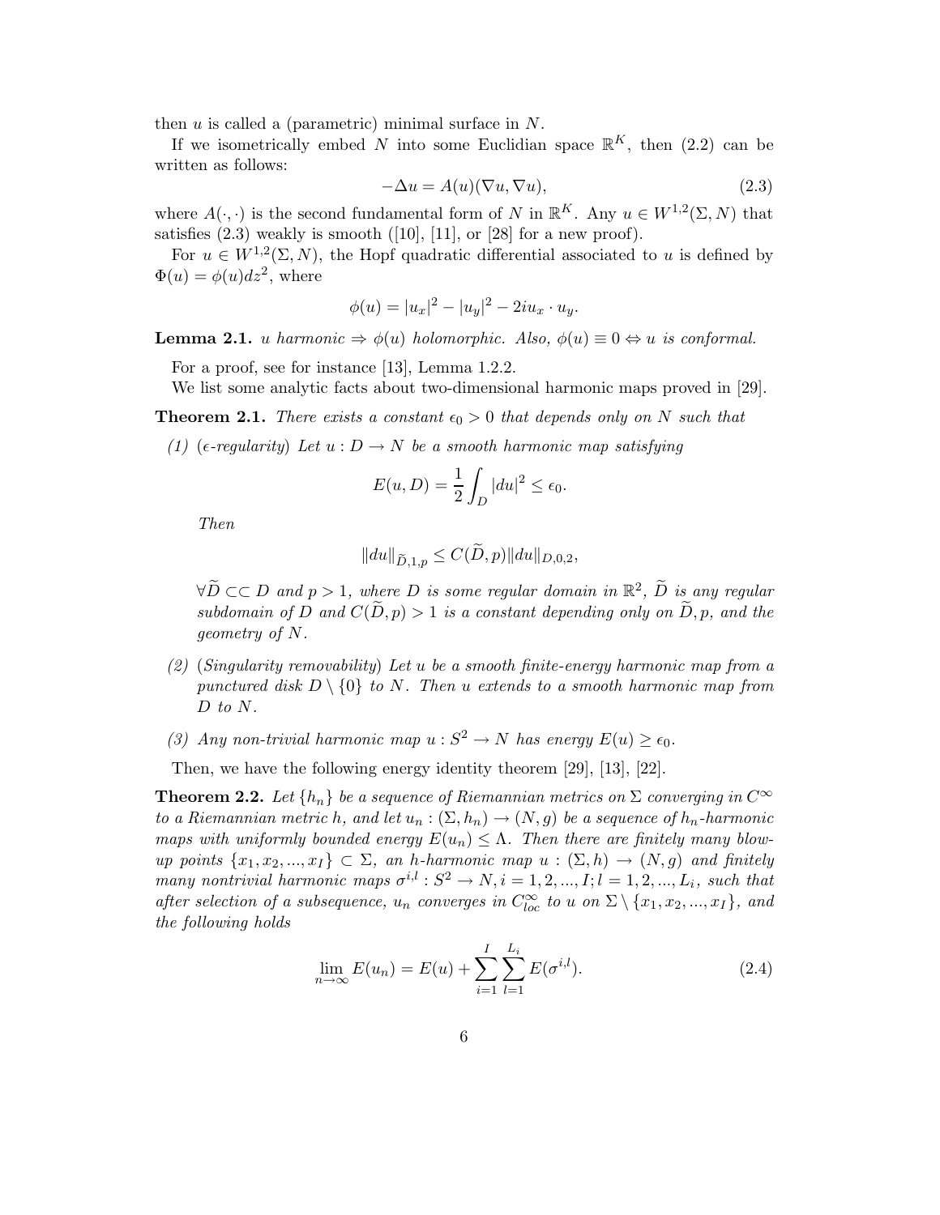then $u$ is called a (parametric) minimal surface in $N$.

If we isometrically embed $N$ into some Euclidian space $\mathbb{R}^K$, then (2.2) can be written as follows:

$$-\Delta u = A(u)(\nabla u, \nabla u), \tag{2.3}$$

where $A(\cdot,\cdot)$ is the second fundamental form of $N$ in $\mathbb{R}^K$. Any $u \in W^{1,2}(\Sigma, N)$ that satisfies (2.3) weakly is smooth ([10], [11], or [28] for a new proof).

For $u \in W^{1,2}(\Sigma, N)$, the Hopf quadratic differential associated to $u$ is defined by $\Phi(u) = \phi(u)dz^2$, where

$$\phi(u) = |u_x|^2 - |u_y|^2 - 2iu_x \cdot u_y.$$

**Lemma 2.1.** *$u$ harmonic $\Rightarrow \phi(u)$ holomorphic. Also, $\phi(u) \equiv 0 \Leftrightarrow u$ is conformal.*

For a proof, see for instance [13], Lemma 1.2.2.

We list some analytic facts about two-dimensional harmonic maps proved in [29].

**Theorem 2.1.** *There exists a constant $\epsilon_0 > 0$ that depends only on $N$ such that*

*(1) ($\epsilon$-regularity) Let $u : D \to N$ be a smooth harmonic map satisfying*

$$E(u, D) = \frac{1}{2}\int_D |du|^2 \leq \epsilon_0.$$

*Then*

$$\|du\|_{\widetilde{D},1,p} \leq C(\widetilde{D}, p)\|du\|_{D,0,2},$$

*$\forall \widetilde{D} \subset\subset D$ and $p > 1$, where $D$ is some regular domain in $\mathbb{R}^2$, $\widetilde{D}$ is any regular subdomain of $D$ and $C(\widetilde{D}, p) > 1$ is a constant depending only on $\widetilde{D}, p$, and the geometry of $N$.*

*(2) (Singularity removability) Let $u$ be a smooth finite-energy harmonic map from a punctured disk $D \setminus \{0\}$ to $N$. Then $u$ extends to a smooth harmonic map from $D$ to $N$.*

*(3) Any non-trivial harmonic map $u : S^2 \to N$ has energy $E(u) \geq \epsilon_0$.*

Then, we have the following energy identity theorem [29], [13], [22].

**Theorem 2.2.** *Let $\{h_n\}$ be a sequence of Riemannian metrics on $\Sigma$ converging in $C^\infty$ to a Riemannian metric $h$, and let $u_n : (\Sigma, h_n) \to (N, g)$ be a sequence of $h_n$-harmonic maps with uniformly bounded energy $E(u_n) \leq \Lambda$. Then there are finitely many blow-up points $\{x_1, x_2, ..., x_I\} \subset \Sigma$, an $h$-harmonic map $u : (\Sigma, h) \to (N, g)$ and finitely many nontrivial harmonic maps $\sigma^{i,l} : S^2 \to N, i = 1, 2, ..., I; l = 1, 2, ..., L_i$, such that after selection of a subsequence, $u_n$ converges in $C^\infty_{loc}$ to $u$ on $\Sigma \setminus \{x_1, x_2, ..., x_I\}$, and the following holds*

$$\lim_{n\to\infty} E(u_n) = E(u) + \sum_{i=1}^{I}\sum_{l=1}^{L_i} E(\sigma^{i,l}). \tag{2.4}$$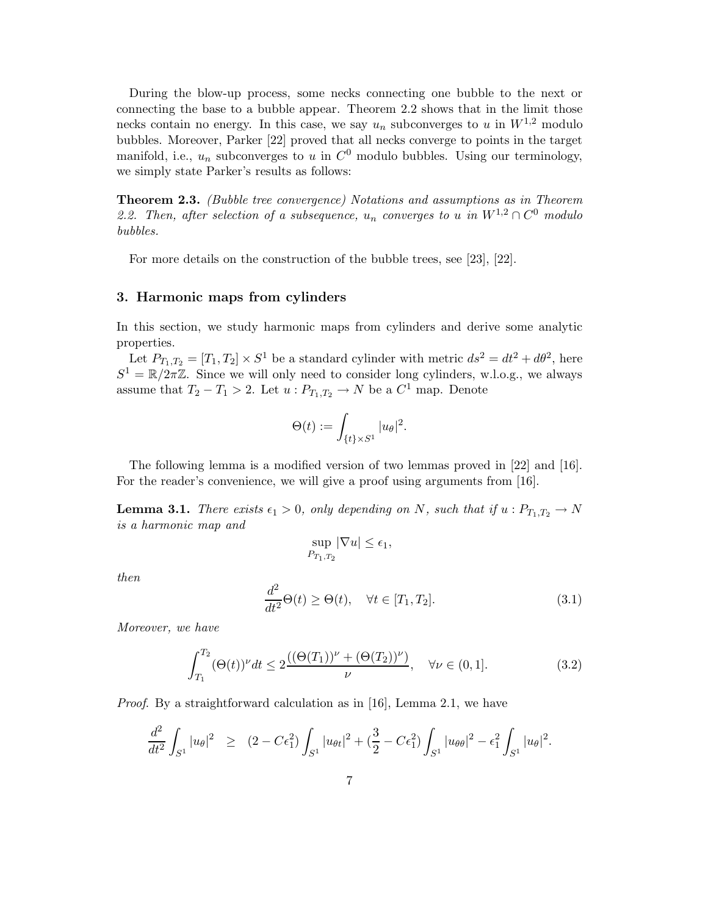During the blow-up process, some necks connecting one bubble to the next or connecting the base to a bubble appear. Theorem 2.2 shows that in the limit those necks contain no energy. In this case, we say $u_n$ subconverges to $u$ in $W^{1,2}$ modulo bubbles. Moreover, Parker [22] proved that all necks converge to points in the target manifold, i.e., $u_n$ subconverges to $u$ in $C^0$ modulo bubbles. Using our terminology, we simply state Parker's results as follows:

**Theorem 2.3.** *(Bubble tree convergence) Notations and assumptions as in Theorem 2.2. Then, after selection of a subsequence, $u_n$ converges to $u$ in $W^{1,2} \cap C^0$ modulo bubbles.*

For more details on the construction of the bubble trees, see [23], [22].

## 3. Harmonic maps from cylinders

In this section, we study harmonic maps from cylinders and derive some analytic properties.

Let $P_{T_1,T_2} = [T_1, T_2] \times S^1$ be a standard cylinder with metric $ds^2 = dt^2 + d\theta^2$, here $S^1 = \mathbb{R}/2\pi\mathbb{Z}$. Since we will only need to consider long cylinders, w.l.o.g., we always assume that $T_2 - T_1 > 2$. Let $u : P_{T_1,T_2} \to N$ be a $C^1$ map. Denote

$$\Theta(t) := \int_{\{t\}\times S^1} |u_\theta|^2.$$

The following lemma is a modified version of two lemmas proved in [22] and [16]. For the reader's convenience, we will give a proof using arguments from [16].

**Lemma 3.1.** *There exists $\epsilon_1 > 0$, only depending on $N$, such that if $u : P_{T_1,T_2} \to N$ is a harmonic map and*

$$\sup_{P_{T_1,T_2}} |\nabla u| \leq \epsilon_1,$$

*then*

$$\frac{d^2}{dt^2}\Theta(t) \geq \Theta(t), \quad \forall t \in [T_1, T_2]. \tag{3.1}$$

*Moreover, we have*

$$\int_{T_1}^{T_2} (\Theta(t))^\nu dt \leq 2\frac{((\Theta(T_1))^\nu + (\Theta(T_2))^\nu)}{\nu}, \quad \forall \nu \in (0, 1]. \tag{3.2}$$

*Proof.* By a straightforward calculation as in [16], Lemma 2.1, we have

$$\frac{d^2}{dt^2}\int_{S^1} |u_\theta|^2 \quad \geq \quad (2 - C\epsilon_1^2)\int_{S^1} |u_{\theta t}|^2 + (\frac{3}{2} - C\epsilon_1^2)\int_{S^1} |u_{\theta\theta}|^2 - \epsilon_1^2 \int_{S^1} |u_\theta|^2.$$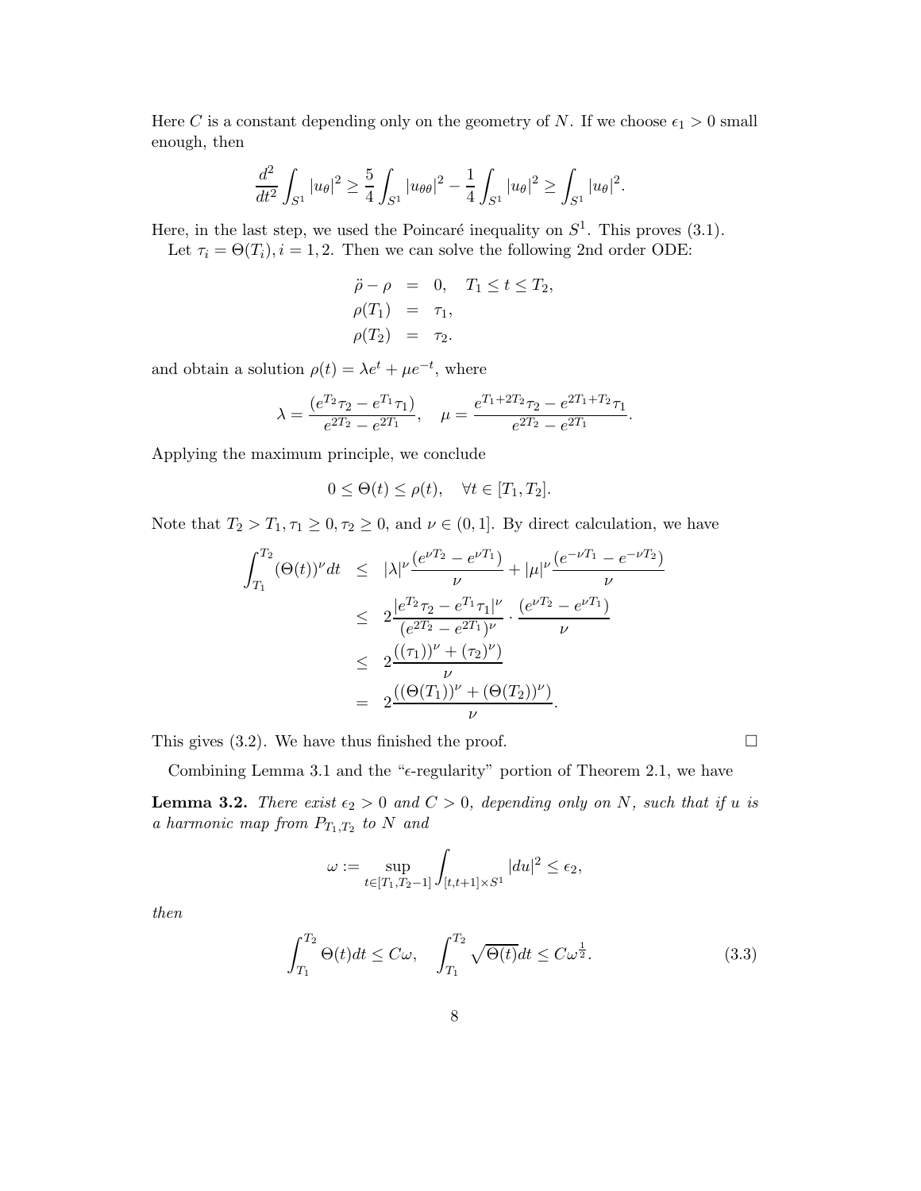Here $C$ is a constant depending only on the geometry of $N$. If we choose $\epsilon_1 > 0$ small enough, then

$$\frac{d^2}{dt^2}\int_{S^1}|u_\theta|^2 \geq \frac{5}{4}\int_{S^1}|u_{\theta\theta}|^2 - \frac{1}{4}\int_{S^1}|u_\theta|^2 \geq \int_{S^1}|u_\theta|^2.$$

Here, in the last step, we used the Poincaré inequality on $S^1$. This proves (3.1).

Let $\tau_i = \Theta(T_i), i = 1, 2$. Then we can solve the following 2nd order ODE:

$$\begin{aligned}
\ddot{\rho} - \rho &= 0, \quad T_1 \leq t \leq T_2, \\
\rho(T_1) &= \tau_1, \\
\rho(T_2) &= \tau_2.
\end{aligned}$$

and obtain a solution $\rho(t) = \lambda e^t + \mu e^{-t}$, where

$$\lambda = \frac{(e^{T_2}\tau_2 - e^{T_1}\tau_1)}{e^{2T_2} - e^{2T_1}}, \quad \mu = \frac{e^{T_1+2T_2}\tau_2 - e^{2T_1+T_2}\tau_1}{e^{2T_2} - e^{2T_1}}.$$

Applying the maximum principle, we conclude

$$0 \leq \Theta(t) \leq \rho(t), \quad \forall t \in [T_1, T_2].$$

Note that $T_2 > T_1, \tau_1 \geq 0, \tau_2 \geq 0$, and $\nu \in (0, 1]$. By direct calculation, we have

$$\begin{aligned}
\int_{T_1}^{T_2}(\Theta(t))^\nu dt &\leq |\lambda|^\nu \frac{(e^{\nu T_2} - e^{\nu T_1})}{\nu} + |\mu|^\nu \frac{(e^{-\nu T_1} - e^{-\nu T_2})}{\nu} \\
&\leq 2\frac{|e^{T_2}\tau_2 - e^{T_1}\tau_1|^\nu}{(e^{2T_2} - e^{2T_1})^\nu} \cdot \frac{(e^{\nu T_2} - e^{\nu T_1})}{\nu} \\
&\leq 2\frac{((\tau_1))^\nu + (\tau_2)^\nu)}{\nu} \\
&= 2\frac{((\Theta(T_1))^\nu + (\Theta(T_2))^\nu)}{\nu}.
\end{aligned}$$

This gives (3.2). We have thus finished the proof. $\square$

Combining Lemma 3.1 and the "$\epsilon$-regularity" portion of Theorem 2.1, we have

**Lemma 3.2.** *There exist $\epsilon_2 > 0$ and $C > 0$, depending only on $N$, such that if $u$ is a harmonic map from $P_{T_1,T_2}$ to $N$ and*

$$\omega := \sup_{t\in[T_1,T_2-1]}\int_{[t,t+1]\times S^1}|du|^2 \leq \epsilon_2,$$

*then*

$$\int_{T_1}^{T_2}\Theta(t)dt \leq C\omega, \quad \int_{T_1}^{T_2}\sqrt{\Theta(t)}dt \leq C\omega^{\frac{1}{2}}. \tag{3.3}$$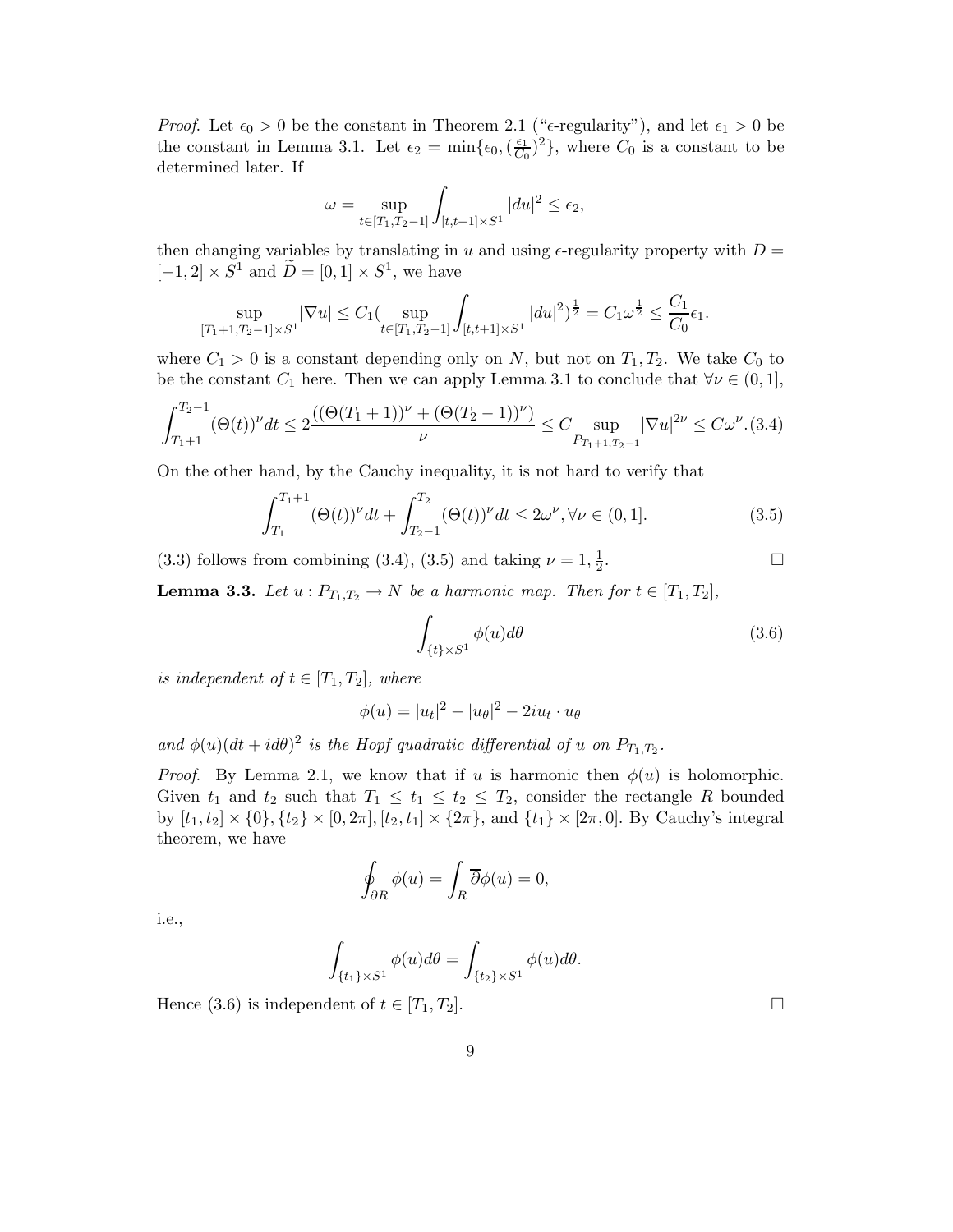*Proof.* Let $\epsilon_0 > 0$ be the constant in Theorem 2.1 ("$\epsilon$-regularity"), and let $\epsilon_1 > 0$ be the constant in Lemma 3.1. Let $\epsilon_2 = \min\{\epsilon_0, (\frac{\epsilon_1}{C_0})^2\}$, where $C_0$ is a constant to be determined later. If

$$\omega = \sup_{t\in[T_1,T_2-1]} \int_{[t,t+1]\times S^1} |du|^2 \le \epsilon_2,$$

then changing variables by translating in $u$ and using $\epsilon$-regularity property with $D = [-1,2]\times S^1$ and $\widetilde{D} = [0,1]\times S^1$, we have

$$\sup_{[T_1+1,T_2-1]\times S^1} |\nabla u| \le C_1 (\sup_{t\in[T_1,T_2-1]} \int_{[t,t+1]\times S^1} |du|^2)^{\frac{1}{2}} = C_1 \omega^{\frac{1}{2}} \le \frac{C_1}{C_0}\epsilon_1.$$

where $C_1 > 0$ is a constant depending only on $N$, but not on $T_1, T_2$. We take $C_0$ to be the constant $C_1$ here. Then we can apply Lemma 3.1 to conclude that $\forall \nu \in (0,1]$,

$$\int_{T_1+1}^{T_2-1} (\Theta(t))^\nu dt \le 2\frac{((\Theta(T_1+1))^\nu + (\Theta(T_2-1))^\nu)}{\nu} \le C \sup_{P_{T_1+1,T_2-1}} |\nabla u|^{2\nu} \le C\omega^\nu. \tag{3.4}$$

On the other hand, by the Cauchy inequality, it is not hard to verify that

$$\int_{T_1}^{T_1+1} (\Theta(t))^\nu dt + \int_{T_2-1}^{T_2} (\Theta(t))^\nu dt \le 2\omega^\nu, \forall \nu \in (0,1]. \tag{3.5}$$

(3.3) follows from combining (3.4), (3.5) and taking $\nu = 1, \frac{1}{2}$. □

**Lemma 3.3.** *Let $u : P_{T_1,T_2} \to N$ be a harmonic map. Then for $t \in [T_1, T_2]$,*

$$\int_{\{t\}\times S^1} \phi(u) d\theta \tag{3.6}$$

*is independent of $t \in [T_1, T_2]$, where*

$$\phi(u) = |u_t|^2 - |u_\theta|^2 - 2iu_t \cdot u_\theta$$

*and $\phi(u)(dt + id\theta)^2$ is the Hopf quadratic differential of $u$ on $P_{T_1,T_2}$.*

*Proof.* By Lemma 2.1, we know that if $u$ is harmonic then $\phi(u)$ is holomorphic. Given $t_1$ and $t_2$ such that $T_1 \le t_1 \le t_2 \le T_2$, consider the rectangle $R$ bounded by $[t_1,t_2]\times\{0\}, \{t_2\}\times[0,2\pi], [t_2,t_1]\times\{2\pi\}$, and $\{t_1\}\times[2\pi,0]$. By Cauchy's integral theorem, we have

$$\oint_{\partial R} \phi(u) = \int_R \overline{\partial}\phi(u) = 0,$$

i.e.,

$$\int_{\{t_1\}\times S^1} \phi(u) d\theta = \int_{\{t_2\}\times S^1} \phi(u) d\theta.$$

Hence (3.6) is independent of $t \in [T_1, T_2]$. □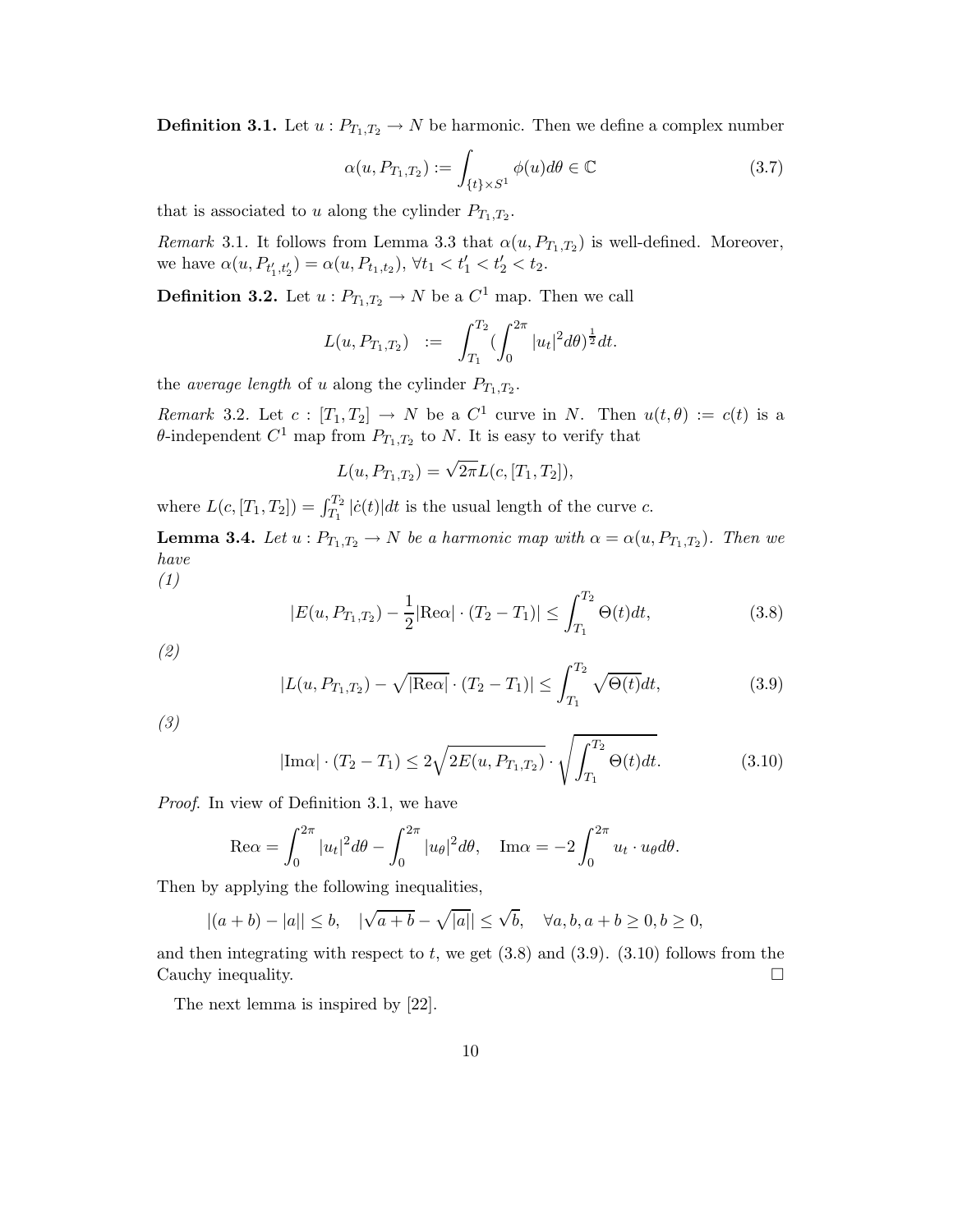**Definition 3.1.** Let $u : P_{T_1,T_2} \to N$ be harmonic. Then we define a complex number

$$\alpha(u, P_{T_1,T_2}) := \int_{\{t\}\times S^1} \phi(u) d\theta \in \mathbb{C} \tag{3.7}$$

that is associated to $u$ along the cylinder $P_{T_1,T_2}$.

*Remark* 3.1. It follows from Lemma 3.3 that $\alpha(u, P_{T_1,T_2})$ is well-defined. Moreover, we have $\alpha(u, P_{t_1',t_2'}) = \alpha(u, P_{t_1,t_2})$, $\forall t_1 < t_1' < t_2' < t_2$.

**Definition 3.2.** Let $u : P_{T_1,T_2} \to N$ be a $C^1$ map. Then we call

$$L(u, P_{T_1,T_2}) \;\; := \;\; \int_{T_1}^{T_2} (\int_0^{2\pi} |u_t|^2 d\theta)^{\frac{1}{2}} dt.$$

the *average length* of $u$ along the cylinder $P_{T_1,T_2}$.

*Remark* 3.2. Let $c : [T_1, T_2] \to N$ be a $C^1$ curve in $N$. Then $u(t, \theta) := c(t)$ is a $\theta$-independent $C^1$ map from $P_{T_1,T_2}$ to $N$. It is easy to verify that

$$L(u, P_{T_1,T_2}) = \sqrt{2\pi} L(c, [T_1, T_2]),$$

where $L(c, [T_1, T_2]) = \int_{T_1}^{T_2} |\dot{c}(t)| dt$ is the usual length of the curve $c$.

**Lemma 3.4.** *Let $u : P_{T_1,T_2} \to N$ be a harmonic map with $\alpha = \alpha(u, P_{T_1,T_2})$. Then we have*
*(1)*

$$|E(u, P_{T_1,T_2}) - \frac{1}{2}|\mathrm{Re}\alpha| \cdot (T_2 - T_1)| \leq \int_{T_1}^{T_2} \Theta(t) dt, \tag{3.8}$$

*(2)*

$$|L(u, P_{T_1,T_2}) - \sqrt{|\mathrm{Re}\alpha|} \cdot (T_2 - T_1)| \leq \int_{T_1}^{T_2} \sqrt{\Theta(t)} dt, \tag{3.9}$$

*(3)*

$$|\mathrm{Im}\alpha| \cdot (T_2 - T_1) \leq 2\sqrt{2E(u, P_{T_1,T_2})} \cdot \sqrt{\int_{T_1}^{T_2} \Theta(t) dt}. \tag{3.10}$$

*Proof.* In view of Definition 3.1, we have

$$\mathrm{Re}\alpha = \int_0^{2\pi} |u_t|^2 d\theta - \int_0^{2\pi} |u_\theta|^2 d\theta, \quad \mathrm{Im}\alpha = -2 \int_0^{2\pi} u_t \cdot u_\theta d\theta.$$

Then by applying the following inequalities,

$$|(a + b) - |a|| \leq b, \quad |\sqrt{a + b} - \sqrt{|a|}| \leq \sqrt{b}, \quad \forall a, b, a + b \geq 0, b \geq 0,$$

and then integrating with respect to $t$, we get (3.8) and (3.9). (3.10) follows from the Cauchy inequality. $\square$

The next lemma is inspired by [22].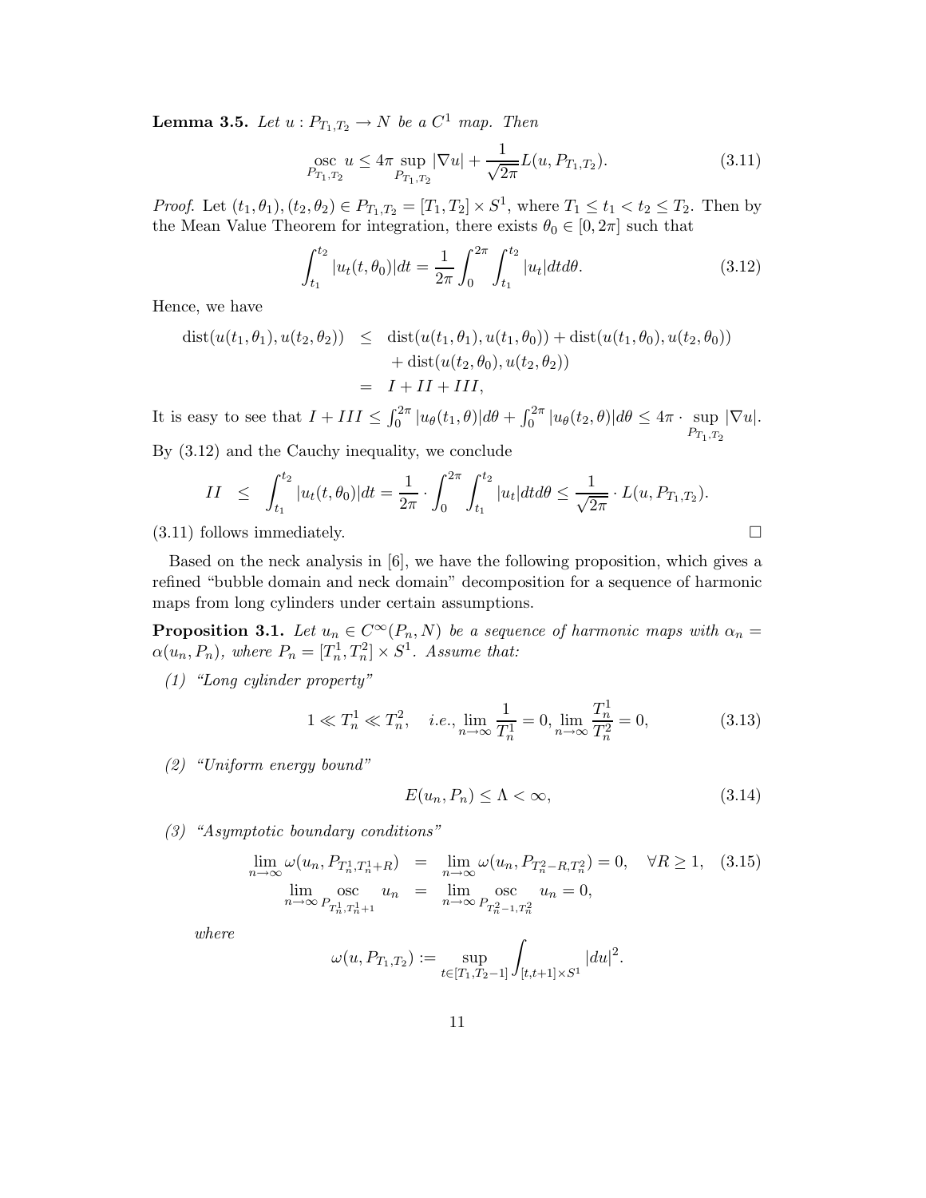**Lemma 3.5.** *Let $u : P_{T_1,T_2} \to N$ be a $C^1$ map. Then*

$$\operatorname*{osc}_{P_{T_1,T_2}} u \leq 4\pi \sup_{P_{T_1,T_2}} |\nabla u| + \frac{1}{\sqrt{2\pi}} L(u, P_{T_1,T_2}). \tag{3.11}$$

*Proof.* Let $(t_1, \theta_1), (t_2, \theta_2) \in P_{T_1,T_2} = [T_1, T_2] \times S^1$, where $T_1 \leq t_1 < t_2 \leq T_2$. Then by the Mean Value Theorem for integration, there exists $\theta_0 \in [0, 2\pi]$ such that

$$\int_{t_1}^{t_2} |u_t(t, \theta_0)| dt = \frac{1}{2\pi} \int_0^{2\pi} \int_{t_1}^{t_2} |u_t| dt d\theta. \tag{3.12}$$

Hence, we have

$$\begin{aligned}
\operatorname{dist}(u(t_1,\theta_1), u(t_2,\theta_2)) &\leq \operatorname{dist}(u(t_1,\theta_1), u(t_1,\theta_0)) + \operatorname{dist}(u(t_1,\theta_0), u(t_2,\theta_0)) \\
&\quad + \operatorname{dist}(u(t_2,\theta_0), u(t_2,\theta_2)) \\
&= I + II + III,
\end{aligned}$$

It is easy to see that $I + III \leq \int_0^{2\pi} |u_\theta(t_1,\theta)| d\theta + \int_0^{2\pi} |u_\theta(t_2,\theta)| d\theta \leq 4\pi \cdot \sup_{P_{T_1,T_2}} |\nabla u|$.

By (3.12) and the Cauchy inequality, we conclude

$$II \leq \int_{t_1}^{t_2} |u_t(t,\theta_0)| dt = \frac{1}{2\pi} \cdot \int_0^{2\pi} \int_{t_1}^{t_2} |u_t| dt d\theta \leq \frac{1}{\sqrt{2\pi}} \cdot L(u, P_{T_1,T_2}).$$

(3.11) follows immediately. $\square$

Based on the neck analysis in [6], we have the following proposition, which gives a refined "bubble domain and neck domain" decomposition for a sequence of harmonic maps from long cylinders under certain assumptions.

**Proposition 3.1.** *Let $u_n \in C^\infty(P_n, N)$ be a sequence of harmonic maps with $\alpha_n = \alpha(u_n, P_n)$, where $P_n = [T_n^1, T_n^2] \times S^1$. Assume that:*

*(1) "Long cylinder property"*

$$1 \ll T_n^1 \ll T_n^2, \quad i.e., \lim_{n\to\infty} \frac{1}{T_n^1} = 0, \lim_{n\to\infty} \frac{T_n^1}{T_n^2} = 0, \tag{3.13}$$

*(2) "Uniform energy bound"*

$$E(u_n, P_n) \leq \Lambda < \infty, \tag{3.14}$$

*(3) "Asymptotic boundary conditions"*

$$\begin{aligned}
\lim_{n\to\infty} \omega(u_n, P_{T_n^1, T_n^1+R}) &= \lim_{n\to\infty} \omega(u_n, P_{T_n^2-R, T_n^2}) = 0, \quad \forall R \geq 1, \\
\lim_{n\to\infty} \operatorname*{osc}_{P_{T_n^1, T_n^1+1}} u_n &= \lim_{n\to\infty} \operatorname*{osc}_{P_{T_n^2-1, T_n^2}} u_n = 0,
\end{aligned} \tag{3.15}$$

*where*

$$\omega(u, P_{T_1,T_2}) := \sup_{t\in[T_1, T_2-1]} \int_{[t,t+1]\times S^1} |du|^2.$$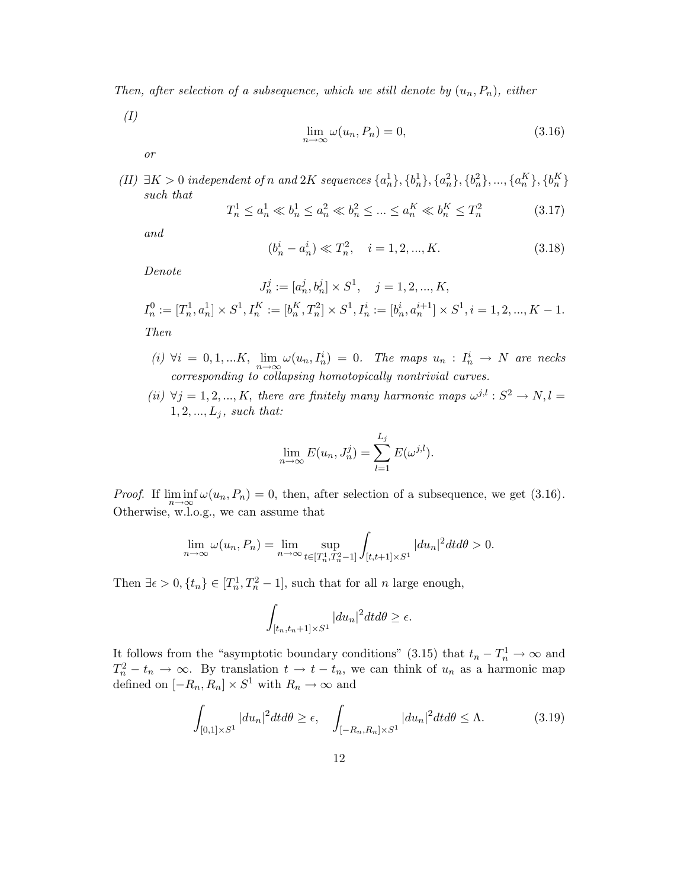*Then, after selection of a subsequence, which we still denote by $(u_n, P_n)$, either*

*(I)*

$$\lim_{n\to\infty} \omega(u_n, P_n) = 0, \tag{3.16}$$

*or*

*(II)* $\exists K > 0$ *independent of* $n$ *and* $2K$ *sequences* $\{a_n^1\}, \{b_n^1\}, \{a_n^2\}, \{b_n^2\}, ..., \{a_n^K\}, \{b_n^K\}$ *such that*

$$T_n^1 \le a_n^1 \ll b_n^1 \le a_n^2 \ll b_n^2 \le ... \le a_n^K \ll b_n^K \le T_n^2 \tag{3.17}$$

*and*

$$(b_n^i - a_n^i) \ll T_n^2, \quad i = 1, 2, ..., K. \tag{3.18}$$

*Denote*

$$J_n^j := [a_n^j, b_n^j] \times S^1, \quad j = 1, 2, ..., K,$$

$$I_n^0 := [T_n^1, a_n^1] \times S^1, I_n^K := [b_n^K, T_n^2] \times S^1, I_n^i := [b_n^i, a_n^{i+1}] \times S^1, i = 1, 2, ..., K-1.$$

*Then*

*(i)* $\forall i = 0, 1, ...K$, $\lim_{n\to\infty} \omega(u_n, I_n^i) = 0$. *The maps* $u_n : I_n^i \to N$ *are necks corresponding to collapsing homotopically nontrivial curves.*

*(ii)* $\forall j = 1, 2, ..., K$, *there are finitely many harmonic maps* $\omega^{j,l} : S^2 \to N, l = 1, 2, ..., L_j$, *such that:*

$$\lim_{n\to\infty} E(u_n, J_n^j) = \sum_{l=1}^{L_j} E(\omega^{j,l}).$$

*Proof.* If $\liminf_{n\to\infty} \omega(u_n, P_n) = 0$, then, after selection of a subsequence, we get (3.16). Otherwise, w.l.o.g., we can assume that

$$\lim_{n\to\infty} \omega(u_n, P_n) = \lim_{n\to\infty} \sup_{t\in[T_n^1, T_n^2 - 1]} \int_{[t,t+1]\times S^1} |du_n|^2 dt d\theta > 0.$$

Then $\exists \epsilon > 0, \{t_n\} \in [T_n^1, T_n^2 - 1]$, such that for all $n$ large enough,

$$\int_{[t_n, t_n+1]\times S^1} |du_n|^2 dt d\theta \ge \epsilon.$$

It follows from the "asymptotic boundary conditions" (3.15) that $t_n - T_n^1 \to \infty$ and $T_n^2 - t_n \to \infty$. By translation $t \to t - t_n$, we can think of $u_n$ as a harmonic map defined on $[-R_n, R_n] \times S^1$ with $R_n \to \infty$ and

$$\int_{[0,1]\times S^1} |du_n|^2 dt d\theta \ge \epsilon, \quad \int_{[-R_n, R_n]\times S^1} |du_n|^2 dt d\theta \le \Lambda. \tag{3.19}$$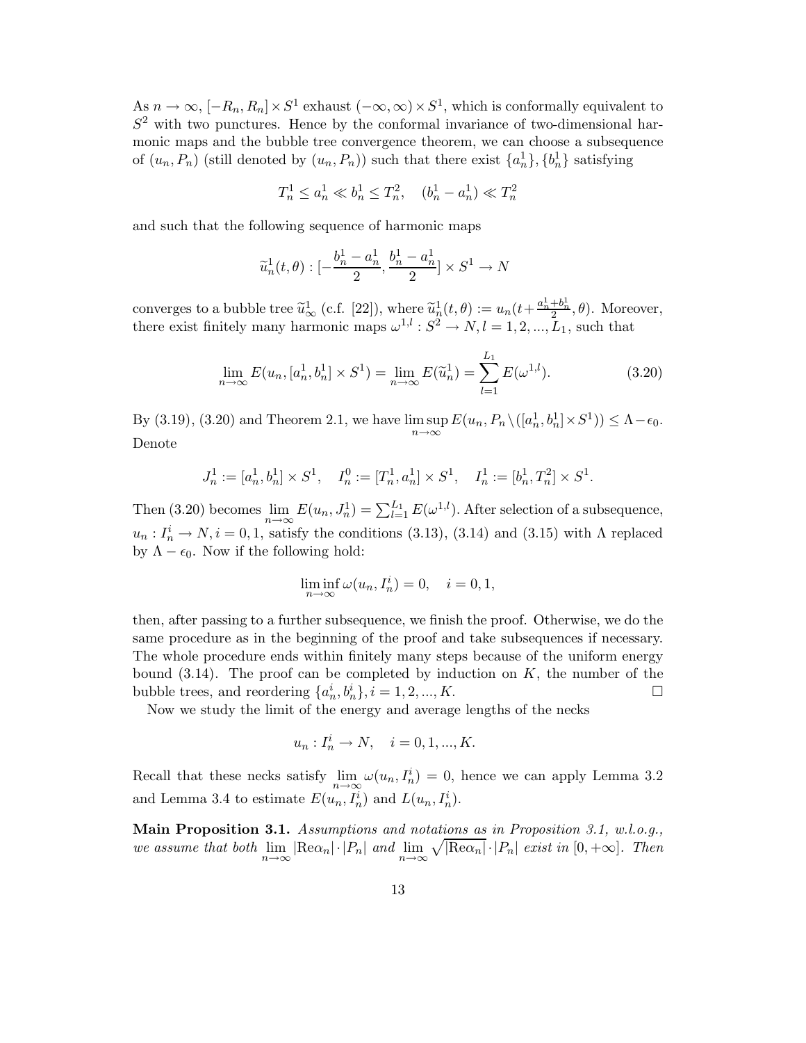As $n \to \infty$, $[-R_n, R_n] \times S^1$ exhaust $(-\infty, \infty) \times S^1$, which is conformally equivalent to $S^2$ with two punctures. Hence by the conformal invariance of two-dimensional harmonic maps and the bubble tree convergence theorem, we can choose a subsequence of $(u_n, P_n)$ (still denoted by $(u_n, P_n)$) such that there exist $\{a_n^1\}, \{b_n^1\}$ satisfying

$$T_n^1 \leq a_n^1 \ll b_n^1 \leq T_n^2, \quad (b_n^1 - a_n^1) \ll T_n^2$$

and such that the following sequence of harmonic maps

$$\widetilde{u}_n^1(t, \theta) : [-\frac{b_n^1 - a_n^1}{2}, \frac{b_n^1 - a_n^1}{2}] \times S^1 \to N$$

converges to a bubble tree $\widetilde{u}_\infty^1$ (c.f. [22]), where $\widetilde{u}_n^1(t, \theta) := u_n(t + \frac{a_n^1 + b_n^1}{2}, \theta)$. Moreover, there exist finitely many harmonic maps $\omega^{1,l} : S^2 \to N, l = 1, 2, ..., L_1$, such that

$$\lim_{n\to\infty} E(u_n, [a_n^1, b_n^1] \times S^1) = \lim_{n\to\infty} E(\widetilde{u}_n^1) = \sum_{l=1}^{L_1} E(\omega^{1,l}). \tag{3.20}$$

By (3.19), (3.20) and Theorem 2.1, we have $\limsup_{n\to\infty} E(u_n, P_n \setminus ([a_n^1, b_n^1] \times S^1)) \leq \Lambda - \epsilon_0$. Denote

$$J_n^1 := [a_n^1, b_n^1] \times S^1, \quad I_n^0 := [T_n^1, a_n^1] \times S^1, \quad I_n^1 := [b_n^1, T_n^2] \times S^1.$$

Then (3.20) becomes $\lim_{n\to\infty} E(u_n, J_n^1) = \sum_{l=1}^{L_1} E(\omega^{1,l})$. After selection of a subsequence, $u_n : I_n^i \to N, i = 0, 1$, satisfy the conditions (3.13), (3.14) and (3.15) with $\Lambda$ replaced by $\Lambda - \epsilon_0$. Now if the following hold:

$$\liminf_{n\to\infty} \omega(u_n, I_n^i) = 0, \quad i = 0, 1,$$

then, after passing to a further subsequence, we finish the proof. Otherwise, we do the same procedure as in the beginning of the proof and take subsequences if necessary. The whole procedure ends within finitely many steps because of the uniform energy bound (3.14). The proof can be completed by induction on $K$, the number of the bubble trees, and reordering $\{a_n^i, b_n^i\}, i = 1, 2, ..., K$. $\square$

Now we study the limit of the energy and average lengths of the necks

$$u_n : I_n^i \to N, \quad i = 0, 1, ..., K.$$

Recall that these necks satisfy $\lim_{n\to\infty} \omega(u_n, I_n^i) = 0$, hence we can apply Lemma 3.2 and Lemma 3.4 to estimate $E(u_n, I_n^i)$ and $L(u_n, I_n^i)$.

**Main Proposition 3.1.** *Assumptions and notations as in Proposition 3.1, w.l.o.g., we assume that both* $\lim_{n\to\infty} |\mathrm{Re}\alpha_n| \cdot |P_n|$ *and* $\lim_{n\to\infty} \sqrt{|\mathrm{Re}\alpha_n|} \cdot |P_n|$ *exist in* $[0, +\infty]$. *Then*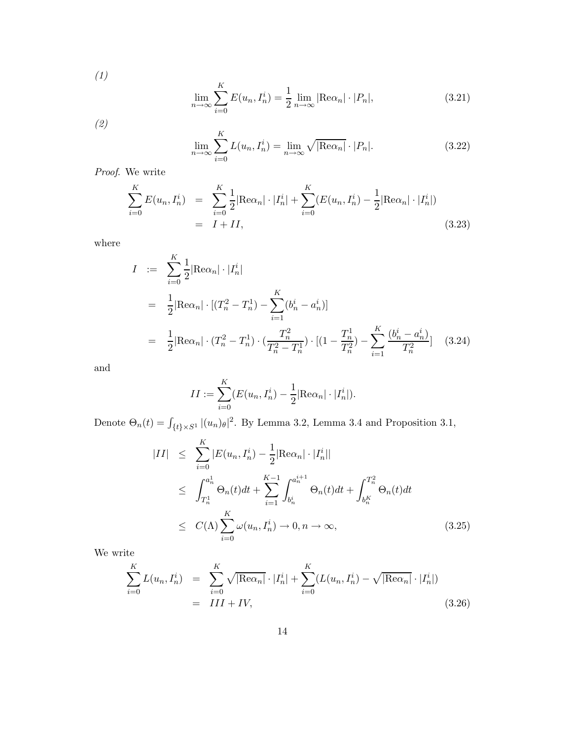*(1)*

$$\lim_{n\to\infty}\sum_{i=0}^{K}E(u_n,I_n^i)=\frac{1}{2}\lim_{n\to\infty}|\mathrm{Re}\alpha_n|\cdot|P_n|, \tag{3.21}$$

*(2)*

$$\lim_{n\to\infty}\sum_{i=0}^{K}L(u_n,I_n^i)=\lim_{n\to\infty}\sqrt{|\mathrm{Re}\alpha_n|}\cdot|P_n|. \tag{3.22}$$

*Proof.* We write

$$\begin{aligned}\sum_{i=0}^{K}E(u_n,I_n^i) &= \sum_{i=0}^{K}\frac{1}{2}|\mathrm{Re}\alpha_n|\cdot|I_n^i|+\sum_{i=0}^{K}(E(u_n,I_n^i)-\frac{1}{2}|\mathrm{Re}\alpha_n|\cdot|I_n^i|)\\ &= I+II,\end{aligned} \tag{3.23}$$

where

$$\begin{aligned} I &:= \sum_{i=0}^{K}\frac{1}{2}|\mathrm{Re}\alpha_n|\cdot|I_n^i|\\ &= \frac{1}{2}|\mathrm{Re}\alpha_n|\cdot[(T_n^2-T_n^1)-\sum_{i=1}^{K}(b_n^i-a_n^i)]\\ &= \frac{1}{2}|\mathrm{Re}\alpha_n|\cdot(T_n^2-T_n^1)\cdot(\frac{T_n^2}{T_n^2-T_n^1})\cdot[(1-\frac{T_n^1}{T_n^2})-\sum_{i=1}^{K}\frac{(b_n^i-a_n^i)}{T_n^2}]\end{aligned} \tag{3.24}$$

and

$$II:=\sum_{i=0}^{K}(E(u_n,I_n^i)-\frac{1}{2}|\mathrm{Re}\alpha_n|\cdot|I_n^i|).$$

Denote $\Theta_n(t)=\int_{\{t\}\times S^1}|(u_n)_\theta|^2$. By Lemma 3.2, Lemma 3.4 and Proposition 3.1,

$$\begin{aligned}|II| &\leq \sum_{i=0}^{K}|E(u_n,I_n^i)-\frac{1}{2}|\mathrm{Re}\alpha_n|\cdot|I_n^i||\\ &\leq \int_{T_n^1}^{a_n^1}\Theta_n(t)dt+\sum_{i=1}^{K-1}\int_{b_n^i}^{a_n^{i+1}}\Theta_n(t)dt+\int_{b_n^K}^{T_n^2}\Theta_n(t)dt\\ &\leq C(\Lambda)\sum_{i=0}^{K}\omega(u_n,I_n^i)\to 0, n\to\infty,\end{aligned} \tag{3.25}$$

We write

$$\begin{aligned}\sum_{i=0}^{K}L(u_n,I_n^i) &= \sum_{i=0}^{K}\sqrt{|\mathrm{Re}\alpha_n|}\cdot|I_n^i|+\sum_{i=0}^{K}(L(u_n,I_n^i)-\sqrt{|\mathrm{Re}\alpha_n|}\cdot|I_n^i|)\\ &= III+IV,\end{aligned} \tag{3.26}$$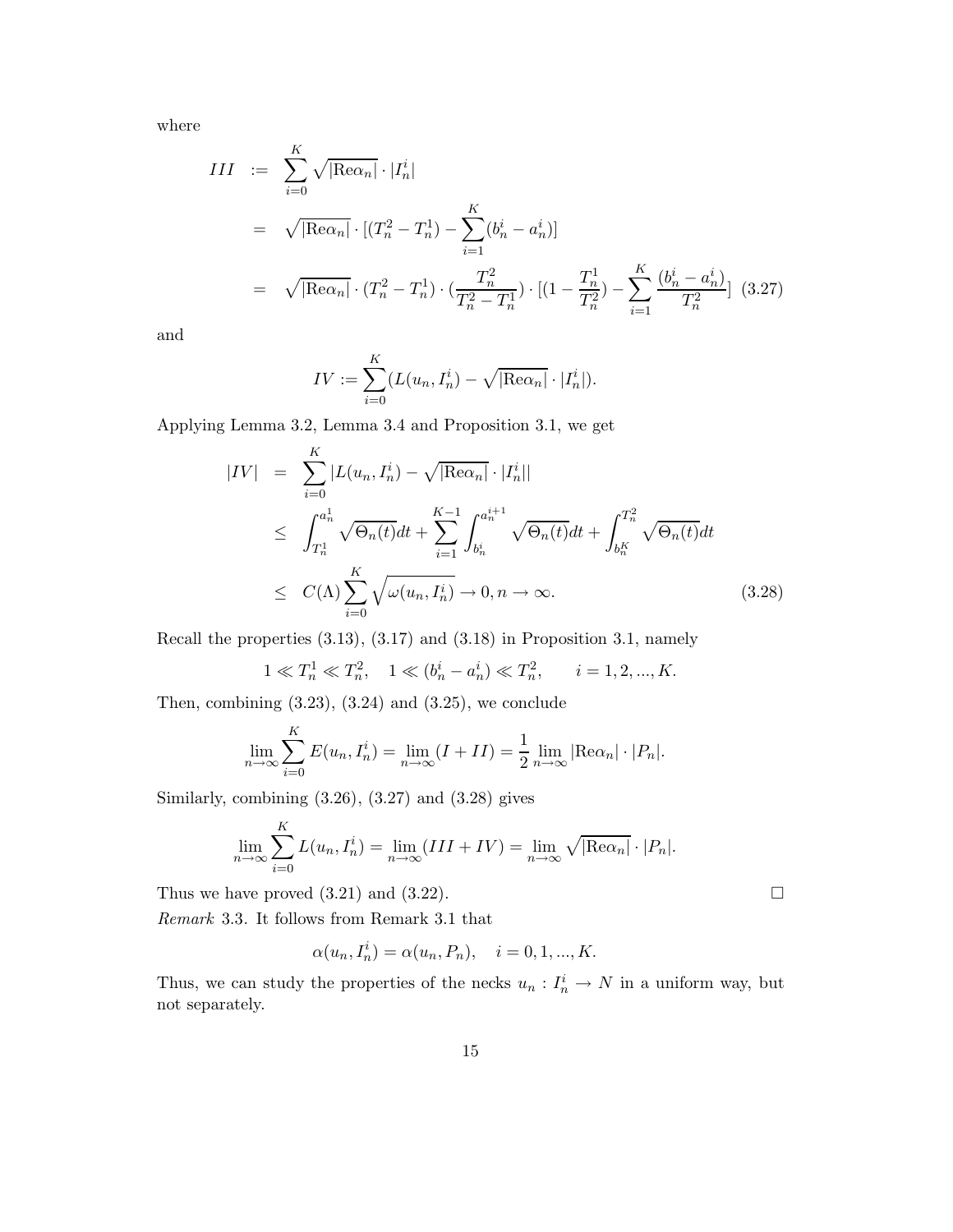where

$$
\begin{aligned}
III &:= \sum_{i=0}^{K} \sqrt{|\mathrm{Re}\alpha_n|} \cdot |I_n^i| \\
&= \sqrt{|\mathrm{Re}\alpha_n|} \cdot [(T_n^2 - T_n^1) - \sum_{i=1}^{K} (b_n^i - a_n^i)] \\
&= \sqrt{|\mathrm{Re}\alpha_n|} \cdot (T_n^2 - T_n^1) \cdot (\frac{T_n^2}{T_n^2 - T_n^1}) \cdot [(1 - \frac{T_n^1}{T_n^2}) - \sum_{i=1}^{K} \frac{(b_n^i - a_n^i)}{T_n^2}] \quad (3.27)
\end{aligned}
$$

and

$$
IV := \sum_{i=0}^{K} (L(u_n, I_n^i) - \sqrt{|\mathrm{Re}\alpha_n|} \cdot |I_n^i|).
$$

Applying Lemma 3.2, Lemma 3.4 and Proposition 3.1, we get

$$
\begin{aligned}
|IV| &= \sum_{i=0}^{K} |L(u_n, I_n^i) - \sqrt{|\mathrm{Re}\alpha_n|} \cdot |I_n^i|| \\
&\leq \int_{T_n^1}^{a_n^1} \sqrt{\Theta_n(t)} dt + \sum_{i=1}^{K-1} \int_{b_n^i}^{a_n^{i+1}} \sqrt{\Theta_n(t)} dt + \int_{b_n^K}^{T_n^2} \sqrt{\Theta_n(t)} dt \\
&\leq C(\Lambda) \sum_{i=0}^{K} \sqrt{\omega(u_n, I_n^i)} \to 0, n \to \infty. \quad (3.28)
\end{aligned}
$$

Recall the properties (3.13), (3.17) and (3.18) in Proposition 3.1, namely

$$
1 \ll T_n^1 \ll T_n^2, \quad 1 \ll (b_n^i - a_n^i) \ll T_n^2, \qquad i = 1, 2, ..., K.
$$

Then, combining (3.23), (3.24) and (3.25), we conclude

$$
\lim_{n\to\infty} \sum_{i=0}^{K} E(u_n, I_n^i) = \lim_{n\to\infty} (I + II) = \frac{1}{2} \lim_{n\to\infty} |\mathrm{Re}\alpha_n| \cdot |P_n|.
$$

Similarly, combining (3.26), (3.27) and (3.28) gives

$$
\lim_{n\to\infty} \sum_{i=0}^{K} L(u_n, I_n^i) = \lim_{n\to\infty} (III + IV) = \lim_{n\to\infty} \sqrt{|\mathrm{Re}\alpha_n|} \cdot |P_n|.
$$

Thus we have proved (3.21) and (3.22). $\square$

*Remark* 3.3. It follows from Remark 3.1 that

$$
\alpha(u_n, I_n^i) = \alpha(u_n, P_n), \quad i = 0, 1, ..., K.
$$

Thus, we can study the properties of the necks $u_n : I_n^i \to N$ in a uniform way, but not separately.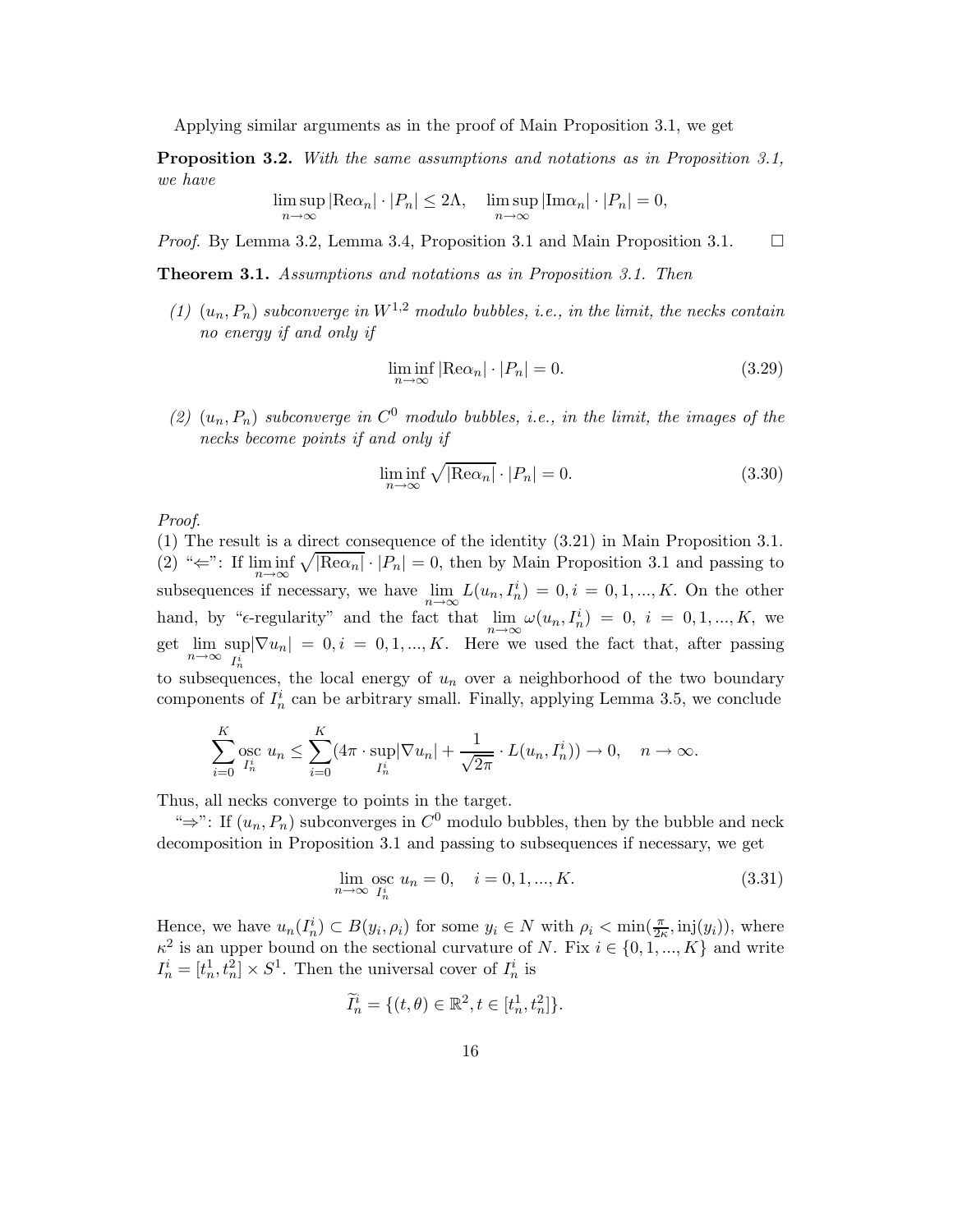Applying similar arguments as in the proof of Main Proposition 3.1, we get

**Proposition 3.2.** *With the same assumptions and notations as in Proposition 3.1, we have*

$$\limsup_{n\to\infty} |\mathrm{Re}\alpha_n| \cdot |P_n| \le 2\Lambda, \quad \limsup_{n\to\infty} |\mathrm{Im}\alpha_n| \cdot |P_n| = 0,$$

*Proof.* By Lemma 3.2, Lemma 3.4, Proposition 3.1 and Main Proposition 3.1. $\square$

**Theorem 3.1.** *Assumptions and notations as in Proposition 3.1. Then*

*(1) $(u_n, P_n)$ subconverge in $W^{1,2}$ modulo bubbles, i.e., in the limit, the necks contain no energy if and only if*

$$\liminf_{n\to\infty} |\mathrm{Re}\alpha_n| \cdot |P_n| = 0. \tag{3.29}$$

*(2) $(u_n, P_n)$ subconverge in $C^0$ modulo bubbles, i.e., in the limit, the images of the necks become points if and only if*

$$\liminf_{n\to\infty} \sqrt{|\mathrm{Re}\alpha_n|} \cdot |P_n| = 0. \tag{3.30}$$

*Proof.*

(1) The result is a direct consequence of the identity (3.21) in Main Proposition 3.1.
(2) "$\Leftarrow$": If $\liminf_{n\to\infty} \sqrt{|\mathrm{Re}\alpha_n|} \cdot |P_n| = 0$, then by Main Proposition 3.1 and passing to subsequences if necessary, we have $\lim_{n\to\infty} L(u_n, I_n^i) = 0, i = 0, 1, ..., K$. On the other hand, by "$\epsilon$-regularity" and the fact that $\lim_{n\to\infty} \omega(u_n, I_n^i) = 0$, $i = 0, 1, ..., K$, we get $\lim_{n\to\infty} \sup_{I_n^i} |\nabla u_n| = 0, i = 0, 1, ..., K$. Here we used the fact that, after passing to subsequences, the local energy of $u_n$ over a neighborhood of the two boundary components of $I_n^i$ can be arbitrary small. Finally, applying Lemma 3.5, we conclude

$$\sum_{i=0}^{K} \operatorname*{osc}_{I_n^i} u_n \le \sum_{i=0}^{K} (4\pi \cdot \sup_{I_n^i} |\nabla u_n| + \frac{1}{\sqrt{2\pi}} \cdot L(u_n, I_n^i)) \to 0, \quad n \to \infty.$$

Thus, all necks converge to points in the target.

"$\Rightarrow$": If $(u_n, P_n)$ subconverges in $C^0$ modulo bubbles, then by the bubble and neck decomposition in Proposition 3.1 and passing to subsequences if necessary, we get

$$\lim_{n\to\infty} \operatorname*{osc}_{I_n^i} u_n = 0, \quad i = 0, 1, ..., K. \tag{3.31}$$

Hence, we have $u_n(I_n^i) \subset B(y_i, \rho_i)$ for some $y_i \in N$ with $\rho_i < \min(\frac{\pi}{2\kappa}, \mathrm{inj}(y_i))$, where $\kappa^2$ is an upper bound on the sectional curvature of $N$. Fix $i \in \{0, 1, ..., K\}$ and write $I_n^i = [t_n^1, t_n^2] \times S^1$. Then the universal cover of $I_n^i$ is

$$\widetilde{I}_n^i = \{(t, \theta) \in \mathbb{R}^2, t \in [t_n^1, t_n^2]\}.$$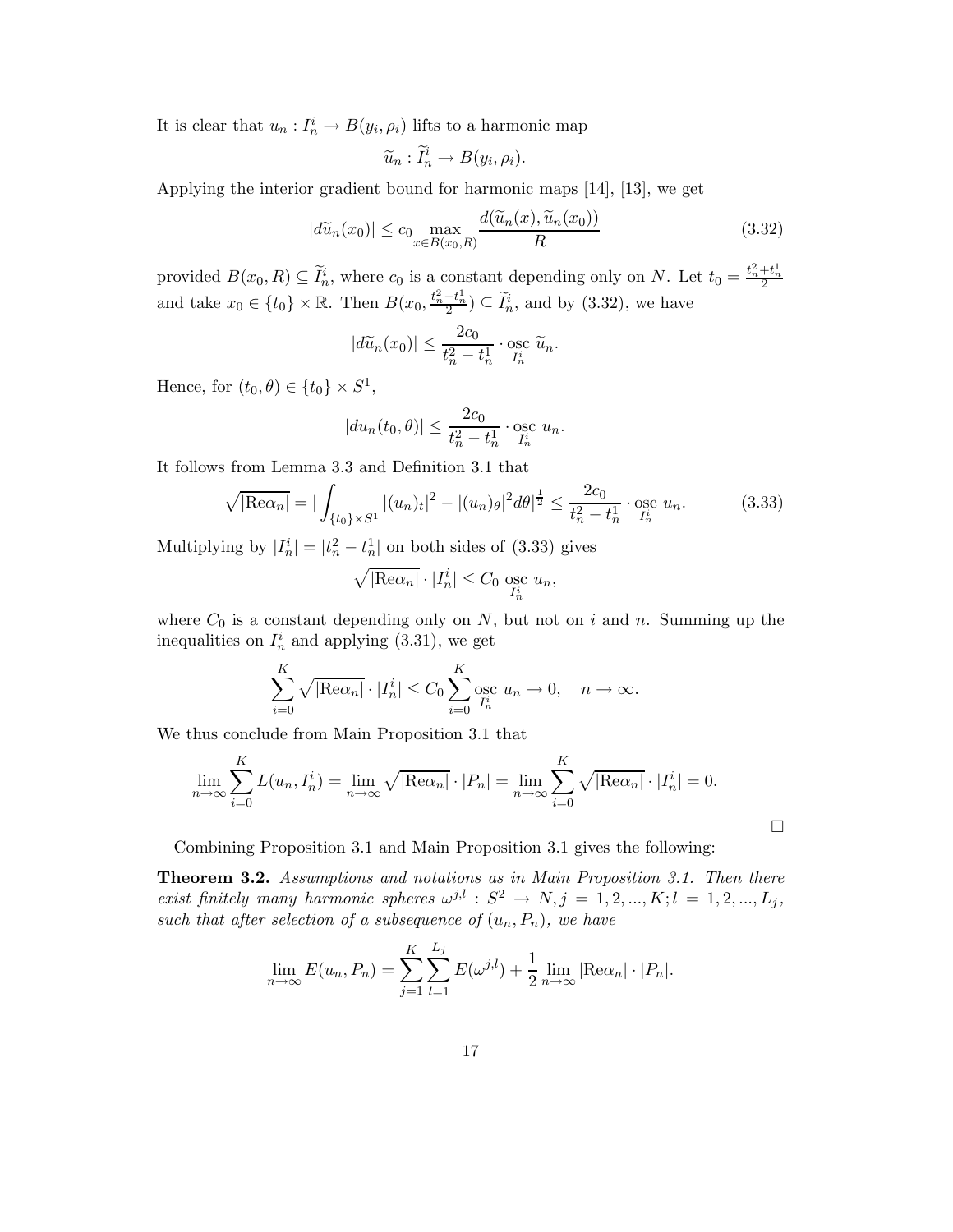It is clear that $u_n : I_n^i \to B(y_i, \rho_i)$ lifts to a harmonic map

$$\widetilde{u}_n : \widetilde{I}_n^i \to B(y_i, \rho_i).$$

Applying the interior gradient bound for harmonic maps [14], [13], we get

$$|d\widetilde{u}_n(x_0)| \leq c_0 \max_{x \in B(x_0,R)} \frac{d(\widetilde{u}_n(x), \widetilde{u}_n(x_0))}{R} \tag{3.32}$$

provided $B(x_0, R) \subseteq \widetilde{I}_n^i$, where $c_0$ is a constant depending only on $N$. Let $t_0 = \frac{t_n^2 + t_n^1}{2}$ and take $x_0 \in \{t_0\} \times \mathbb{R}$. Then $B(x_0, \frac{t_n^2 - t_n^1}{2}) \subseteq \widetilde{I}_n^i$, and by (3.32), we have

$$|d\widetilde{u}_n(x_0)| \leq \frac{2c_0}{t_n^2 - t_n^1} \cdot \operatorname*{osc}_{I_n^i} \widetilde{u}_n.$$

Hence, for $(t_0, \theta) \in \{t_0\} \times S^1$,

$$|du_n(t_0, \theta)| \leq \frac{2c_0}{t_n^2 - t_n^1} \cdot \operatorname*{osc}_{I_n^i} u_n.$$

It follows from Lemma 3.3 and Definition 3.1 that

$$\sqrt{|\mathrm{Re}\alpha_n|} = |\int_{\{t_0\} \times S^1} |(u_n)_t|^2 - |(u_n)_\theta|^2 d\theta|^{\frac{1}{2}} \leq \frac{2c_0}{t_n^2 - t_n^1} \cdot \operatorname*{osc}_{I_n^i} u_n. \tag{3.33}$$

Multiplying by $|I_n^i| = |t_n^2 - t_n^1|$ on both sides of (3.33) gives

$$\sqrt{|\mathrm{Re}\alpha_n|} \cdot |I_n^i| \leq C_0 \operatorname*{osc}_{I_n^i} u_n,$$

where $C_0$ is a constant depending only on $N$, but not on $i$ and $n$. Summing up the inequalities on $I_n^i$ and applying (3.31), we get

$$\sum_{i=0}^{K} \sqrt{|\mathrm{Re}\alpha_n|} \cdot |I_n^i| \leq C_0 \sum_{i=0}^{K} \operatorname*{osc}_{I_n^i} u_n \to 0, \quad n \to \infty.$$

We thus conclude from Main Proposition 3.1 that

$$\lim_{n\to\infty} \sum_{i=0}^{K} L(u_n, I_n^i) = \lim_{n\to\infty} \sqrt{|\mathrm{Re}\alpha_n|} \cdot |P_n| = \lim_{n\to\infty} \sum_{i=0}^{K} \sqrt{|\mathrm{Re}\alpha_n|} \cdot |I_n^i| = 0.$$

□

Combining Proposition 3.1 and Main Proposition 3.1 gives the following:

**Theorem 3.2.** *Assumptions and notations as in Main Proposition 3.1. Then there exist finitely many harmonic spheres $\omega^{j,l} : S^2 \to N, j = 1, 2, ..., K; l = 1, 2, ..., L_j$, such that after selection of a subsequence of $(u_n, P_n)$, we have*

$$\lim_{n\to\infty} E(u_n, P_n) = \sum_{j=1}^{K} \sum_{l=1}^{L_j} E(\omega^{j,l}) + \frac{1}{2} \lim_{n\to\infty} |\mathrm{Re}\alpha_n| \cdot |P_n|.$$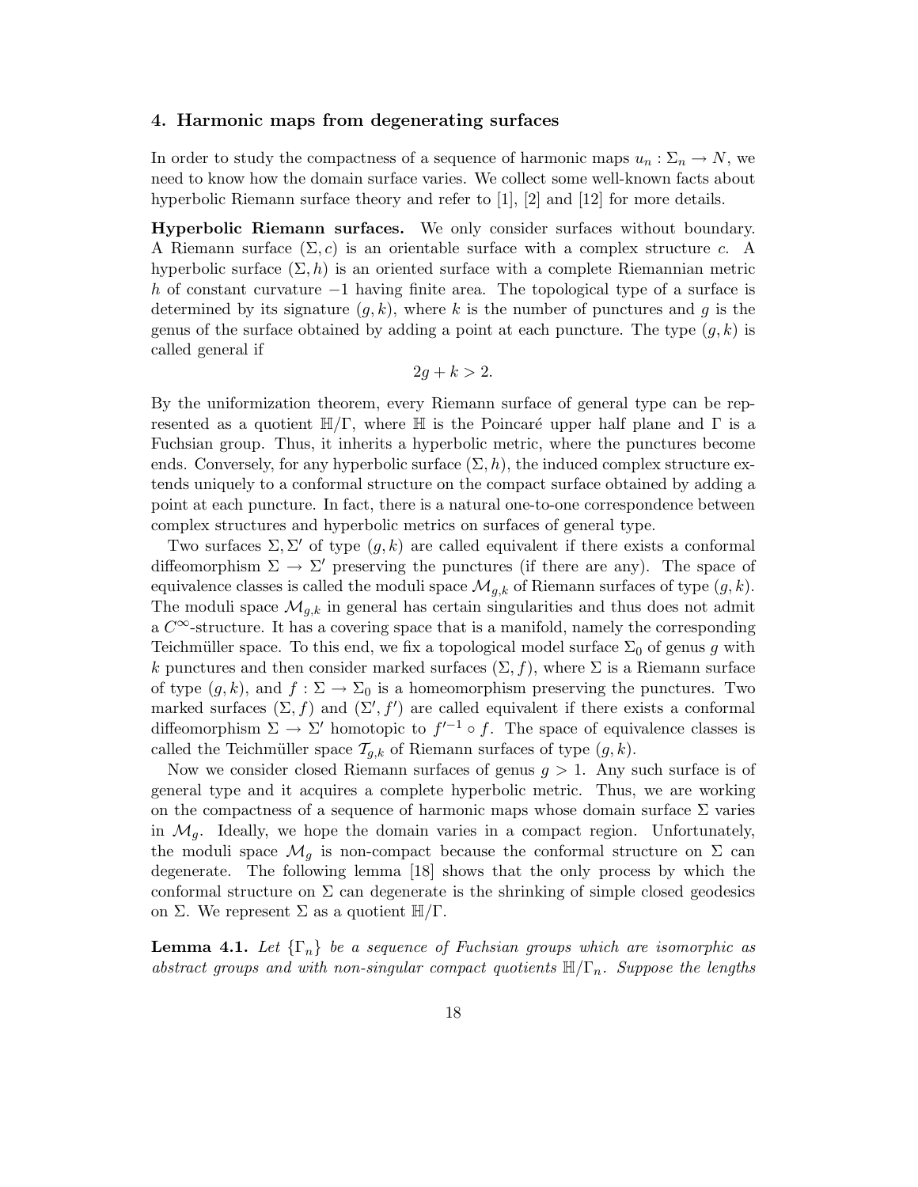## 4. Harmonic maps from degenerating surfaces

In order to study the compactness of a sequence of harmonic maps $u_n : \Sigma_n \to N$, we need to know how the domain surface varies. We collect some well-known facts about hyperbolic Riemann surface theory and refer to [1], [2] and [12] for more details.

**Hyperbolic Riemann surfaces.** We only consider surfaces without boundary. A Riemann surface $(\Sigma, c)$ is an orientable surface with a complex structure $c$. A hyperbolic surface $(\Sigma, h)$ is an oriented surface with a complete Riemannian metric $h$ of constant curvature $-1$ having finite area. The topological type of a surface is determined by its signature $(g, k)$, where $k$ is the number of punctures and $g$ is the genus of the surface obtained by adding a point at each puncture. The type $(g, k)$ is called general if

$$2g + k > 2.$$

By the uniformization theorem, every Riemann surface of general type can be represented as a quotient $\mathbb{H}/\Gamma$, where $\mathbb{H}$ is the Poincaré upper half plane and $\Gamma$ is a Fuchsian group. Thus, it inherits a hyperbolic metric, where the punctures become ends. Conversely, for any hyperbolic surface $(\Sigma, h)$, the induced complex structure extends uniquely to a conformal structure on the compact surface obtained by adding a point at each puncture. In fact, there is a natural one-to-one correspondence between complex structures and hyperbolic metrics on surfaces of general type.

Two surfaces $\Sigma, \Sigma'$ of type $(g, k)$ are called equivalent if there exists a conformal diffeomorphism $\Sigma \to \Sigma'$ preserving the punctures (if there are any). The space of equivalence classes is called the moduli space $\mathcal{M}_{g,k}$ of Riemann surfaces of type $(g, k)$. The moduli space $\mathcal{M}_{g,k}$ in general has certain singularities and thus does not admit a $C^\infty$-structure. It has a covering space that is a manifold, namely the corresponding Teichmüller space. To this end, we fix a topological model surface $\Sigma_0$ of genus $g$ with $k$ punctures and then consider marked surfaces $(\Sigma, f)$, where $\Sigma$ is a Riemann surface of type $(g, k)$, and $f : \Sigma \to \Sigma_0$ is a homeomorphism preserving the punctures. Two marked surfaces $(\Sigma, f)$ and $(\Sigma', f')$ are called equivalent if there exists a conformal diffeomorphism $\Sigma \to \Sigma'$ homotopic to $f'^{-1} \circ f$. The space of equivalence classes is called the Teichmüller space $\mathcal{T}_{g,k}$ of Riemann surfaces of type $(g, k)$.

Now we consider closed Riemann surfaces of genus $g > 1$. Any such surface is of general type and it acquires a complete hyperbolic metric. Thus, we are working on the compactness of a sequence of harmonic maps whose domain surface $\Sigma$ varies in $\mathcal{M}_g$. Ideally, we hope the domain varies in a compact region. Unfortunately, the moduli space $\mathcal{M}_g$ is non-compact because the conformal structure on $\Sigma$ can degenerate. The following lemma [18] shows that the only process by which the conformal structure on $\Sigma$ can degenerate is the shrinking of simple closed geodesics on $\Sigma$. We represent $\Sigma$ as a quotient $\mathbb{H}/\Gamma$.

**Lemma 4.1.** *Let $\{\Gamma_n\}$ be a sequence of Fuchsian groups which are isomorphic as abstract groups and with non-singular compact quotients $\mathbb{H}/\Gamma_n$. Suppose the lengths*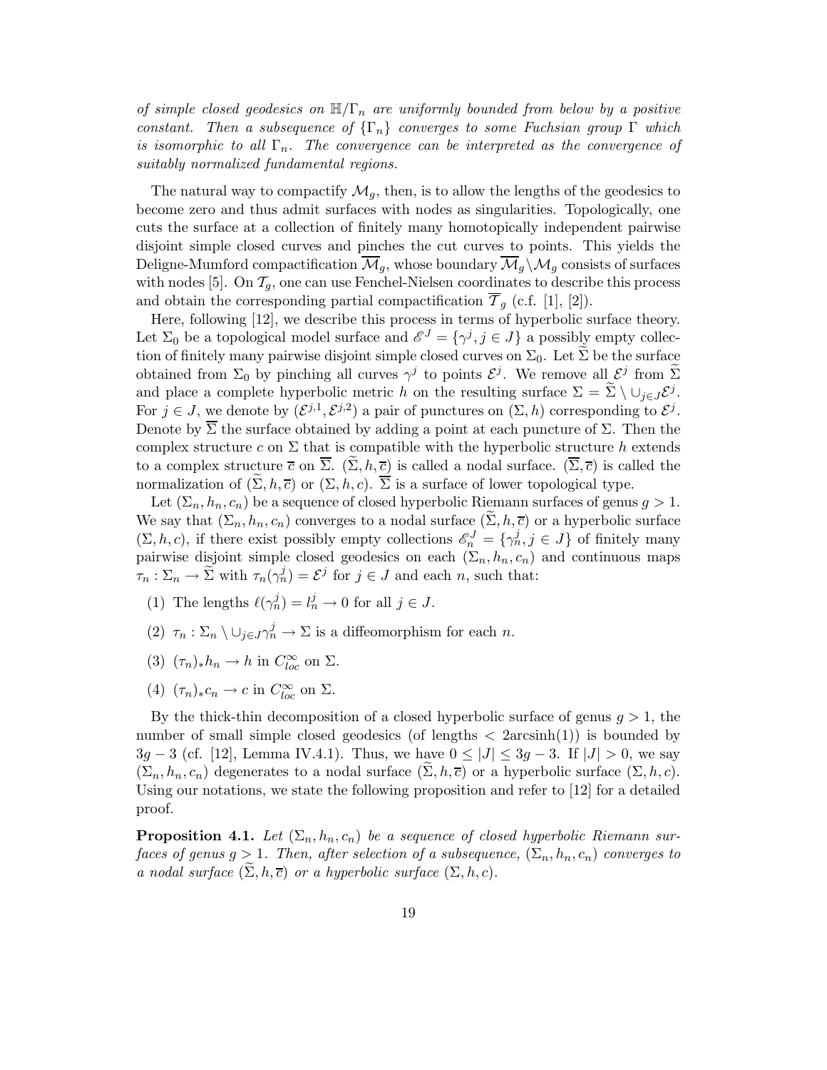*of simple closed geodesics on $\mathbb{H}/\Gamma_n$ are uniformly bounded from below by a positive constant. Then a subsequence of $\{\Gamma_n\}$ converges to some Fuchsian group $\Gamma$ which is isomorphic to all $\Gamma_n$. The convergence can be interpreted as the convergence of suitably normalized fundamental regions.*

The natural way to compactify $\mathcal{M}_g$, then, is to allow the lengths of the geodesics to become zero and thus admit surfaces with nodes as singularities. Topologically, one cuts the surface at a collection of finitely many homotopically independent pairwise disjoint simple closed curves and pinches the cut curves to points. This yields the Deligne-Mumford compactification $\overline{\mathcal{M}}_g$, whose boundary $\overline{\mathcal{M}}_g \backslash \mathcal{M}_g$ consists of surfaces with nodes [5]. On $\mathcal{T}_g$, one can use Fenchel-Nielsen coordinates to describe this process and obtain the corresponding partial compactification $\overline{\mathcal{T}}_g$ (c.f. [1], [2]).

Here, following [12], we describe this process in terms of hyperbolic surface theory. Let $\Sigma_0$ be a topological model surface and $\mathscr{E}^J = \{\gamma^j, j \in J\}$ a possibly empty collection of finitely many pairwise disjoint simple closed curves on $\Sigma_0$. Let $\widetilde{\Sigma}$ be the surface obtained from $\Sigma_0$ by pinching all curves $\gamma^j$ to points $\mathcal{E}^j$. We remove all $\mathcal{E}^j$ from $\widetilde{\Sigma}$ and place a complete hyperbolic metric $h$ on the resulting surface $\Sigma = \widetilde{\Sigma} \setminus \cup_{j\in J}\mathcal{E}^j$. For $j \in J$, we denote by $(\mathcal{E}^{j,1}, \mathcal{E}^{j,2})$ a pair of punctures on $(\Sigma, h)$ corresponding to $\mathcal{E}^j$. Denote by $\overline{\Sigma}$ the surface obtained by adding a point at each puncture of $\Sigma$. Then the complex structure $c$ on $\Sigma$ that is compatible with the hyperbolic structure $h$ extends to a complex structure $\overline{c}$ on $\overline{\Sigma}$. $(\widetilde{\Sigma}, h, \overline{c})$ is called a nodal surface. $(\overline{\Sigma}, \overline{c})$ is called the normalization of $(\widetilde{\Sigma}, h, \overline{c})$ or $(\Sigma, h, c)$. $\overline{\Sigma}$ is a surface of lower topological type.

Let $(\Sigma_n, h_n, c_n)$ be a sequence of closed hyperbolic Riemann surfaces of genus $g > 1$. We say that $(\Sigma_n, h_n, c_n)$ converges to a nodal surface $(\widetilde{\Sigma}, h, \overline{c})$ or a hyperbolic surface $(\Sigma, h, c)$, if there exist possibly empty collections $\mathscr{E}_n^J = \{\gamma_n^j, j \in J\}$ of finitely many pairwise disjoint simple closed geodesics on each $(\Sigma_n, h_n, c_n)$ and continuous maps $\tau_n : \Sigma_n \to \widetilde{\Sigma}$ with $\tau_n(\gamma_n^j) = \mathcal{E}^j$ for $j \in J$ and each $n$, such that:

(1) The lengths $\ell(\gamma_n^j) = l_n^j \to 0$ for all $j \in J$.

(2) $\tau_n : \Sigma_n \setminus \cup_{j\in J}\gamma_n^j \to \Sigma$ is a diffeomorphism for each $n$.

(3) $(\tau_n)_* h_n \to h$ in $C^\infty_{loc}$ on $\Sigma$.

(4) $(\tau_n)_* c_n \to c$ in $C^\infty_{loc}$ on $\Sigma$.

By the thick-thin decomposition of a closed hyperbolic surface of genus $g > 1$, the number of small simple closed geodesics (of lengths $< 2\text{arcsinh}(1)$) is bounded by $3g - 3$ (cf. [12], Lemma IV.4.1). Thus, we have $0 \leq |J| \leq 3g - 3$. If $|J| > 0$, we say $(\Sigma_n, h_n, c_n)$ degenerates to a nodal surface $(\widetilde{\Sigma}, h, \overline{c})$ or a hyperbolic surface $(\Sigma, h, c)$. Using our notations, we state the following proposition and refer to [12] for a detailed proof.

**Proposition 4.1.** *Let $(\Sigma_n, h_n, c_n)$ be a sequence of closed hyperbolic Riemann surfaces of genus $g > 1$. Then, after selection of a subsequence, $(\Sigma_n, h_n, c_n)$ converges to a nodal surface $(\widetilde{\Sigma}, h, \overline{c})$ or a hyperbolic surface $(\Sigma, h, c)$.*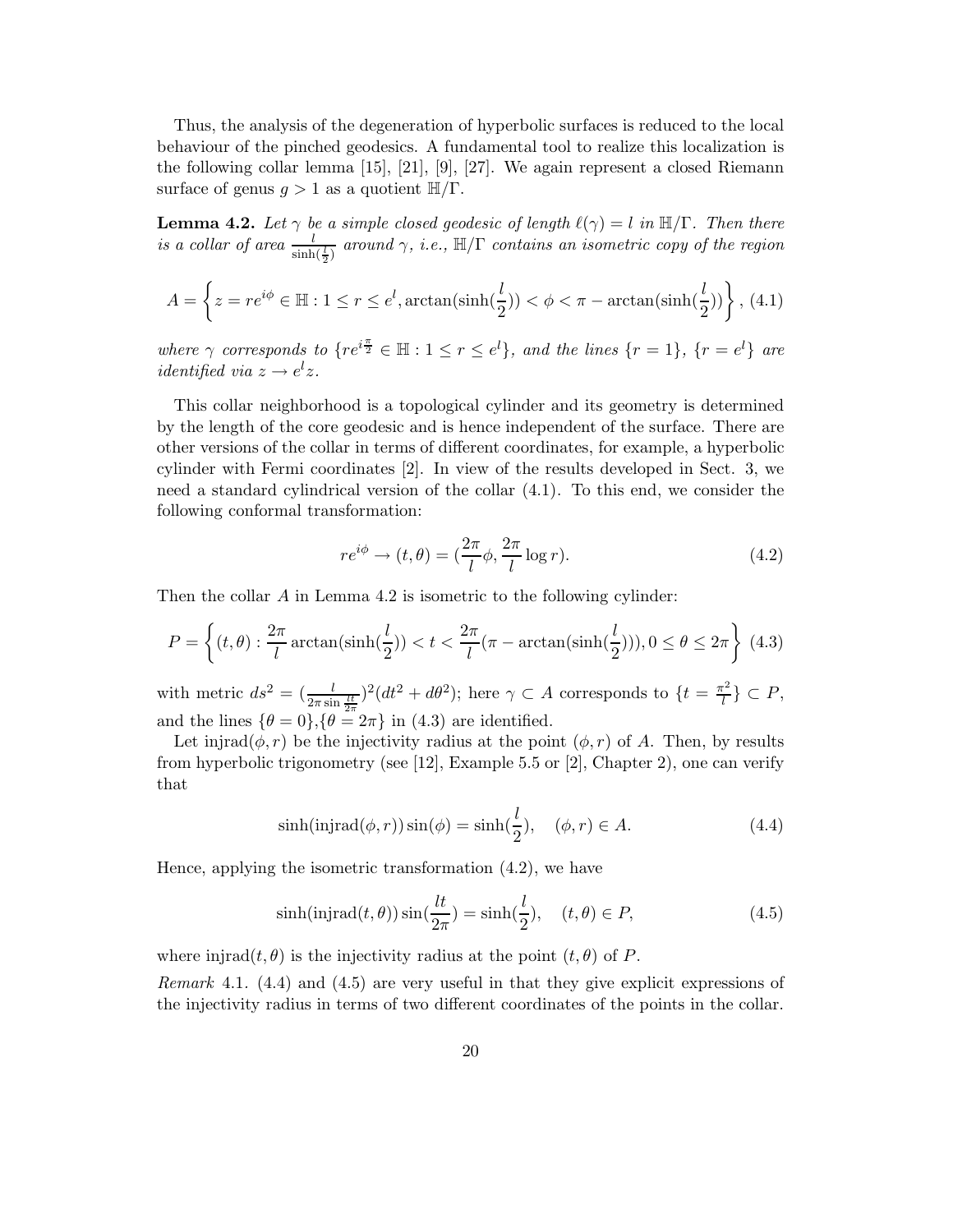Thus, the analysis of the degeneration of hyperbolic surfaces is reduced to the local behaviour of the pinched geodesics. A fundamental tool to realize this localization is the following collar lemma [15], [21], [9], [27]. We again represent a closed Riemann surface of genus $g > 1$ as a quotient $\mathbb{H}/\Gamma$.

**Lemma 4.2.** *Let $\gamma$ be a simple closed geodesic of length $\ell(\gamma) = l$ in $\mathbb{H}/\Gamma$. Then there is a collar of area $\frac{l}{\sinh(\frac{l}{2})}$ around $\gamma$, i.e., $\mathbb{H}/\Gamma$ contains an isometric copy of the region*

$$A = \left\{ z = re^{i\phi} \in \mathbb{H} : 1 \leq r \leq e^l, \arctan(\sinh(\frac{l}{2})) < \phi < \pi - \arctan(\sinh(\frac{l}{2})) \right\}, \quad (4.1)$$

*where $\gamma$ corresponds to $\{re^{i\frac{\pi}{2}} \in \mathbb{H} : 1 \leq r \leq e^l\}$, and the lines $\{r = 1\}$, $\{r = e^l\}$ are identified via $z \to e^l z$.*

This collar neighborhood is a topological cylinder and its geometry is determined by the length of the core geodesic and is hence independent of the surface. There are other versions of the collar in terms of different coordinates, for example, a hyperbolic cylinder with Fermi coordinates [2]. In view of the results developed in Sect. 3, we need a standard cylindrical version of the collar (4.1). To this end, we consider the following conformal transformation:

$$re^{i\phi} \to (t, \theta) = (\frac{2\pi}{l}\phi, \frac{2\pi}{l}\log r). \quad (4.2)$$

Then the collar $A$ in Lemma 4.2 is isometric to the following cylinder:

$$P = \left\{ (t, \theta) : \frac{2\pi}{l}\arctan(\sinh(\frac{l}{2})) < t < \frac{2\pi}{l}(\pi - \arctan(\sinh(\frac{l}{2}))), 0 \leq \theta \leq 2\pi \right\} \quad (4.3)$$

with metric $ds^2 = (\frac{l}{2\pi \sin\frac{lt}{2\pi}})^2(dt^2 + d\theta^2)$; here $\gamma \subset A$ corresponds to $\{t = \frac{\pi^2}{l}\} \subset P$, and the lines $\{\theta = 0\}$,$\{\theta = 2\pi\}$ in (4.3) are identified.

Let $\text{injrad}(\phi, r)$ be the injectivity radius at the point $(\phi, r)$ of $A$. Then, by results from hyperbolic trigonometry (see [12], Example 5.5 or [2], Chapter 2), one can verify that

$$\sinh(\text{injrad}(\phi, r))\sin(\phi) = \sinh(\frac{l}{2}), \quad (\phi, r) \in A. \quad (4.4)$$

Hence, applying the isometric transformation (4.2), we have

$$\sinh(\text{injrad}(t, \theta))\sin(\frac{lt}{2\pi}) = \sinh(\frac{l}{2}), \quad (t, \theta) \in P, \quad (4.5)$$

where $\text{injrad}(t, \theta)$ is the injectivity radius at the point $(t, \theta)$ of $P$.

*Remark* 4.1. (4.4) and (4.5) are very useful in that they give explicit expressions of the injectivity radius in terms of two different coordinates of the points in the collar.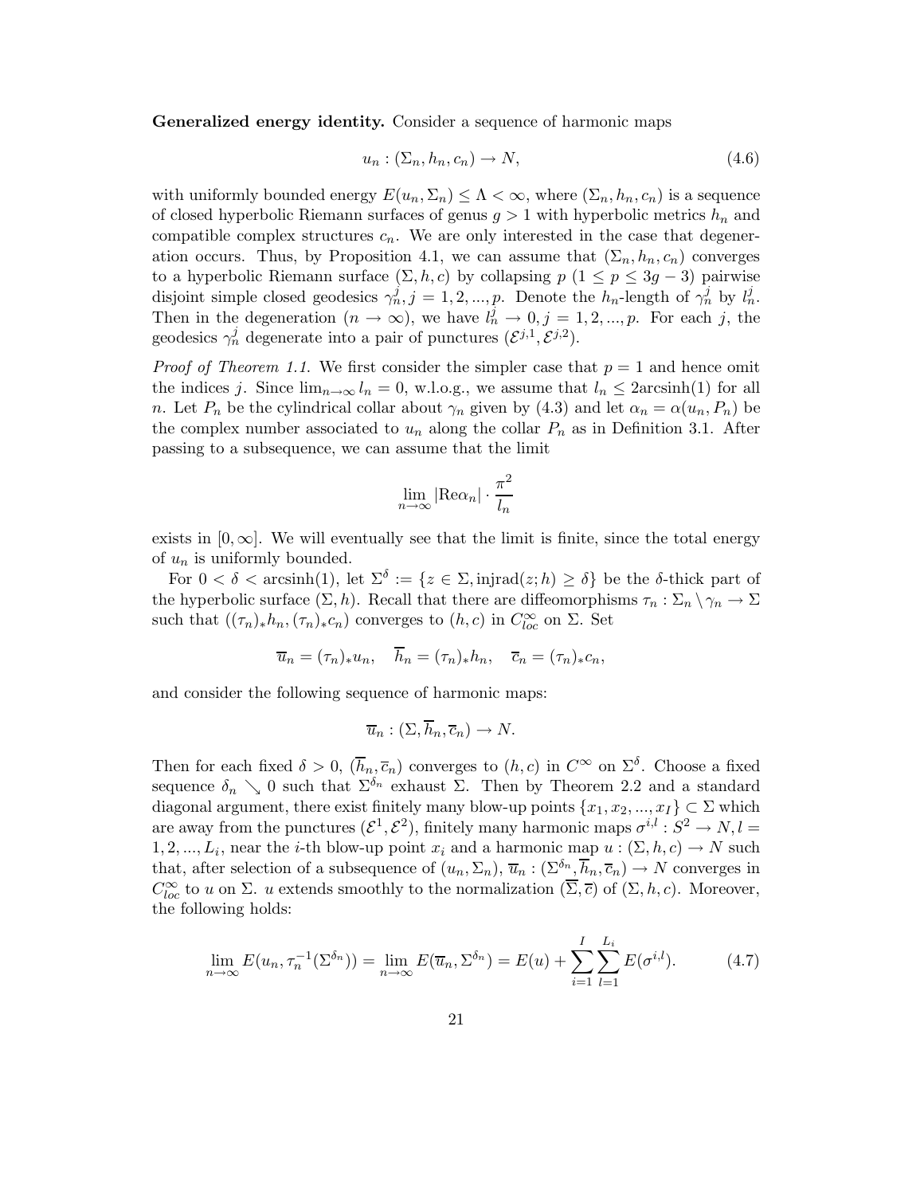**Generalized energy identity.** Consider a sequence of harmonic maps

$$u_n : (\Sigma_n, h_n, c_n) \to N, \tag{4.6}$$

with uniformly bounded energy $E(u_n, \Sigma_n) \le \Lambda < \infty$, where $(\Sigma_n, h_n, c_n)$ is a sequence of closed hyperbolic Riemann surfaces of genus $g > 1$ with hyperbolic metrics $h_n$ and compatible complex structures $c_n$. We are only interested in the case that degeneration occurs. Thus, by Proposition 4.1, we can assume that $(\Sigma_n, h_n, c_n)$ converges to a hyperbolic Riemann surface $(\Sigma, h, c)$ by collapsing $p$ $(1 \le p \le 3g-3)$ pairwise disjoint simple closed geodesics $\gamma_n^j, j = 1, 2, ..., p$. Denote the $h_n$-length of $\gamma_n^j$ by $l_n^j$. Then in the degeneration $(n \to \infty)$, we have $l_n^j \to 0, j = 1, 2, ..., p$. For each $j$, the geodesics $\gamma_n^j$ degenerate into a pair of punctures $(\mathcal{E}^{j,1}, \mathcal{E}^{j,2})$.

*Proof of Theorem 1.1.* We first consider the simpler case that $p = 1$ and hence omit the indices $j$. Since $\lim_{n\to\infty} l_n = 0$, w.l.o.g., we assume that $l_n \le 2\text{arcsinh}(1)$ for all $n$. Let $P_n$ be the cylindrical collar about $\gamma_n$ given by (4.3) and let $\alpha_n = \alpha(u_n, P_n)$ be the complex number associated to $u_n$ along the collar $P_n$ as in Definition 3.1. After passing to a subsequence, we can assume that the limit

$$\lim_{n\to\infty} |\text{Re}\alpha_n| \cdot \frac{\pi^2}{l_n}$$

exists in $[0, \infty]$. We will eventually see that the limit is finite, since the total energy of $u_n$ is uniformly bounded.

For $0 < \delta < \text{arcsinh}(1)$, let $\Sigma^\delta := \{z \in \Sigma, \text{injrad}(z; h) \ge \delta\}$ be the $\delta$-thick part of the hyperbolic surface $(\Sigma, h)$. Recall that there are diffeomorphisms $\tau_n : \Sigma_n \setminus \gamma_n \to \Sigma$ such that $((\tau_n)_* h_n, (\tau_n)_* c_n)$ converges to $(h, c)$ in $C^\infty_{loc}$ on $\Sigma$. Set

$$\overline{u}_n = (\tau_n)_* u_n, \quad \overline{h}_n = (\tau_n)_* h_n, \quad \overline{c}_n = (\tau_n)_* c_n,$$

and consider the following sequence of harmonic maps:

$$\overline{u}_n : (\Sigma, \overline{h}_n, \overline{c}_n) \to N.$$

Then for each fixed $\delta > 0$, $(\overline{h}_n, \overline{c}_n)$ converges to $(h, c)$ in $C^\infty$ on $\Sigma^\delta$. Choose a fixed sequence $\delta_n \searrow 0$ such that $\Sigma^{\delta_n}$ exhaust $\Sigma$. Then by Theorem 2.2 and a standard diagonal argument, there exist finitely many blow-up points $\{x_1, x_2, ..., x_I\} \subset \Sigma$ which are away from the punctures $(\mathcal{E}^1, \mathcal{E}^2)$, finitely many harmonic maps $\sigma^{i,l} : S^2 \to N, l = 1, 2, ..., L_i$, near the $i$-th blow-up point $x_i$ and a harmonic map $u : (\Sigma, h, c) \to N$ such that, after selection of a subsequence of $(u_n, \Sigma_n)$, $\overline{u}_n : (\Sigma^{\delta_n}, \overline{h}_n, \overline{c}_n) \to N$ converges in $C^\infty_{loc}$ to $u$ on $\Sigma$. $u$ extends smoothly to the normalization $(\overline{\Sigma}, \overline{c})$ of $(\Sigma, h, c)$. Moreover, the following holds:

$$\lim_{n\to\infty} E(u_n, \tau_n^{-1}(\Sigma^{\delta_n})) = \lim_{n\to\infty} E(\overline{u}_n, \Sigma^{\delta_n}) = E(u) + \sum_{i=1}^{I} \sum_{l=1}^{L_i} E(\sigma^{i,l}). \tag{4.7}$$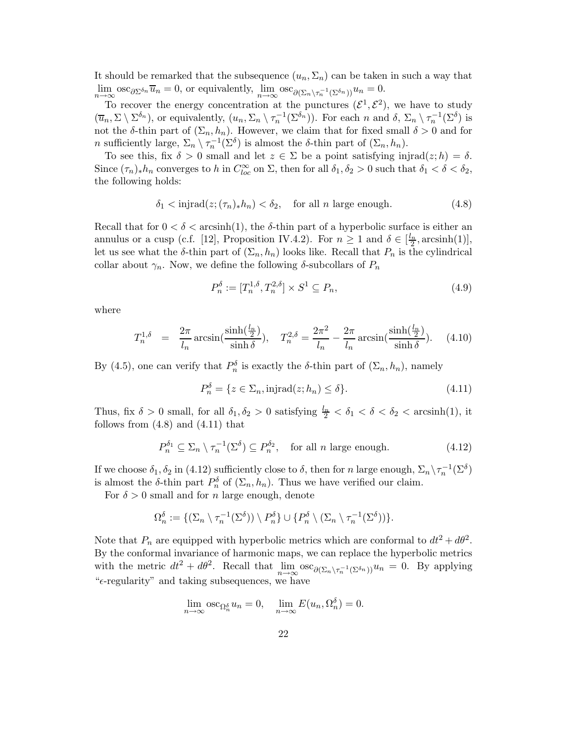It should be remarked that the subsequence $(u_n, \Sigma_n)$ can be taken in such a way that $\lim_{n\to\infty} \mathrm{osc}_{\partial\Sigma^{\delta_n}} \overline{u}_n = 0$, or equivalently, $\lim_{n\to\infty} \mathrm{osc}_{\partial(\Sigma_n \setminus \tau_n^{-1}(\Sigma^{\delta_n}))} u_n = 0$.

To recover the energy concentration at the punctures $(\mathcal{E}^1, \mathcal{E}^2)$, we have to study $(\overline{u}_n, \Sigma \setminus \Sigma^{\delta_n})$, or equivalently, $(u_n, \Sigma_n \setminus \tau_n^{-1}(\Sigma^{\delta_n}))$. For each $n$ and $\delta$, $\Sigma_n \setminus \tau_n^{-1}(\Sigma^{\delta})$ is not the $\delta$-thin part of $(\Sigma_n, h_n)$. However, we claim that for fixed small $\delta > 0$ and for $n$ sufficiently large, $\Sigma_n \setminus \tau_n^{-1}(\Sigma^{\delta})$ is almost the $\delta$-thin part of $(\Sigma_n, h_n)$.

To see this, fix $\delta > 0$ small and let $z \in \Sigma$ be a point satisfying $\mathrm{injrad}(z; h) = \delta$. Since $(\tau_n)_* h_n$ converges to $h$ in $C^\infty_{loc}$ on $\Sigma$, then for all $\delta_1, \delta_2 > 0$ such that $\delta_1 < \delta < \delta_2$, the following holds:

$$\delta_1 < \mathrm{injrad}(z; (\tau_n)_* h_n) < \delta_2, \quad \text{for all } n \text{ large enough.} \tag{4.8}$$

Recall that for $0 < \delta < \mathrm{arcsinh}(1)$, the $\delta$-thin part of a hyperbolic surface is either an annulus or a cusp (c.f. [12], Proposition IV.4.2). For $n \geq 1$ and $\delta \in [\frac{l_n}{2}, \mathrm{arcsinh}(1)]$, let us see what the $\delta$-thin part of $(\Sigma_n, h_n)$ looks like. Recall that $P_n$ is the cylindrical collar about $\gamma_n$. Now, we define the following $\delta$-subcollars of $P_n$

$$P_n^\delta := [T_n^{1,\delta}, T_n^{2,\delta}] \times S^1 \subseteq P_n, \tag{4.9}$$

where

$$T_n^{1,\delta} = \frac{2\pi}{l_n} \arcsin\left(\frac{\sinh(\frac{l_n}{2})}{\sinh\delta}\right), \quad T_n^{2,\delta} = \frac{2\pi^2}{l_n} - \frac{2\pi}{l_n} \arcsin\left(\frac{\sinh(\frac{l_n}{2})}{\sinh\delta}\right). \tag{4.10}$$

By (4.5), one can verify that $P_n^\delta$ is exactly the $\delta$-thin part of $(\Sigma_n, h_n)$, namely

$$P_n^\delta = \{z \in \Sigma_n, \mathrm{injrad}(z; h_n) \leq \delta\}. \tag{4.11}$$

Thus, fix $\delta > 0$ small, for all $\delta_1, \delta_2 > 0$ satisfying $\frac{l_n}{2} < \delta_1 < \delta < \delta_2 < \mathrm{arcsinh}(1)$, it follows from (4.8) and (4.11) that

$$P_n^{\delta_1} \subseteq \Sigma_n \setminus \tau_n^{-1}(\Sigma^\delta) \subseteq P_n^{\delta_2}, \quad \text{for all } n \text{ large enough.} \tag{4.12}$$

If we choose $\delta_1, \delta_2$ in (4.12) sufficiently close to $\delta$, then for $n$ large enough, $\Sigma_n \setminus \tau_n^{-1}(\Sigma^\delta)$ is almost the $\delta$-thin part $P_n^\delta$ of $(\Sigma_n, h_n)$. Thus we have verified our claim.

For $\delta > 0$ small and for $n$ large enough, denote

$$\Omega_n^\delta := \{(\Sigma_n \setminus \tau_n^{-1}(\Sigma^\delta)) \setminus P_n^\delta\} \cup \{P_n^\delta \setminus (\Sigma_n \setminus \tau_n^{-1}(\Sigma^\delta))\}.$$

Note that $P_n$ are equipped with hyperbolic metrics which are conformal to $dt^2 + d\theta^2$. By the conformal invariance of harmonic maps, we can replace the hyperbolic metrics with the metric $dt^2 + d\theta^2$. Recall that $\lim_{n\to\infty} \mathrm{osc}_{\partial(\Sigma_n \setminus \tau_n^{-1}(\Sigma^{\delta_n}))} u_n = 0$. By applying "$\epsilon$-regularity" and taking subsequences, we have

$$\lim_{n\to\infty} \mathrm{osc}_{\Omega_n^\delta} u_n = 0, \quad \lim_{n\to\infty} E(u_n, \Omega_n^\delta) = 0.$$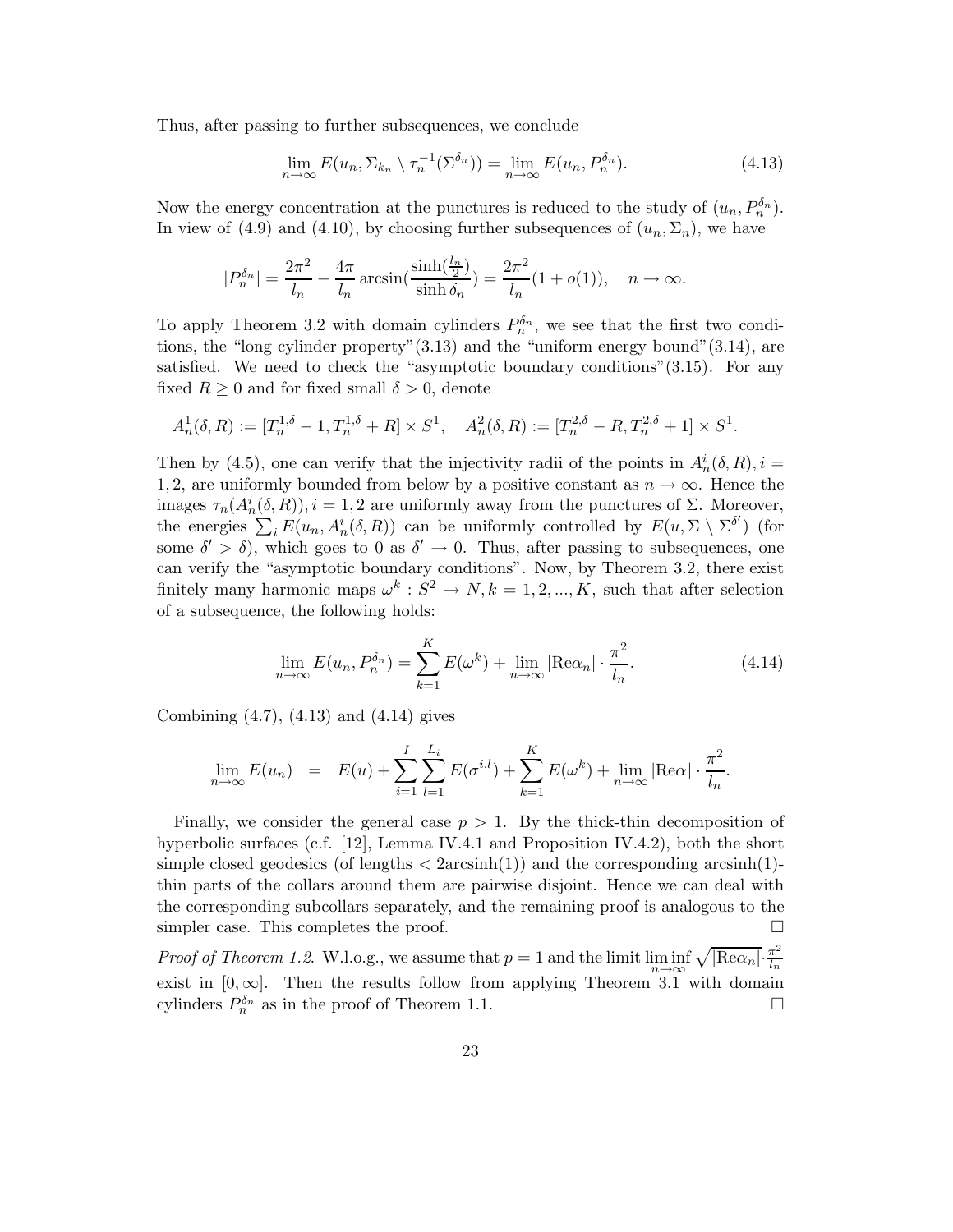Thus, after passing to further subsequences, we conclude

$$\lim_{n\to\infty} E(u_n, \Sigma_{k_n} \setminus \tau_n^{-1}(\Sigma^{\delta_n})) = \lim_{n\to\infty} E(u_n, P_n^{\delta_n}). \tag{4.13}$$

Now the energy concentration at the punctures is reduced to the study of $(u_n, P_n^{\delta_n})$. In view of (4.9) and (4.10), by choosing further subsequences of $(u_n, \Sigma_n)$, we have

$$|P_n^{\delta_n}| = \frac{2\pi^2}{l_n} - \frac{4\pi}{l_n}\arcsin\left(\frac{\sinh(\frac{l_n}{2})}{\sinh \delta_n}\right) = \frac{2\pi^2}{l_n}(1+o(1)), \quad n\to\infty.$$

To apply Theorem 3.2 with domain cylinders $P_n^{\delta_n}$, we see that the first two conditions, the "long cylinder property"(3.13) and the "uniform energy bound"(3.14), are satisfied. We need to check the "asymptotic boundary conditions"(3.15). For any fixed $R \geq 0$ and for fixed small $\delta > 0$, denote

$$A_n^1(\delta, R) := [T_n^{1,\delta} - 1, T_n^{1,\delta} + R] \times S^1, \quad A_n^2(\delta, R) := [T_n^{2,\delta} - R, T_n^{2,\delta} + 1] \times S^1.$$

Then by (4.5), one can verify that the injectivity radii of the points in $A_n^i(\delta, R), i = 1, 2$, are uniformly bounded from below by a positive constant as $n \to \infty$. Hence the images $\tau_n(A_n^i(\delta, R)), i = 1, 2$ are uniformly away from the punctures of $\Sigma$. Moreover, the energies $\sum_i E(u_n, A_n^i(\delta, R))$ can be uniformly controlled by $E(u, \Sigma \setminus \Sigma^{\delta'})$ (for some $\delta' > \delta$), which goes to 0 as $\delta' \to 0$. Thus, after passing to subsequences, one can verify the "asymptotic boundary conditions". Now, by Theorem 3.2, there exist finitely many harmonic maps $\omega^k : S^2 \to N, k = 1, 2, ..., K$, such that after selection of a subsequence, the following holds:

$$\lim_{n\to\infty} E(u_n, P_n^{\delta_n}) = \sum_{k=1}^{K} E(\omega^k) + \lim_{n\to\infty} |\mathrm{Re}\alpha_n| \cdot \frac{\pi^2}{l_n}. \tag{4.14}$$

Combining (4.7), (4.13) and (4.14) gives

$$\lim_{n\to\infty} E(u_n) \;\; = \;\; E(u) + \sum_{i=1}^{I}\sum_{l=1}^{L_i} E(\sigma^{i,l}) + \sum_{k=1}^{K} E(\omega^k) + \lim_{n\to\infty} |\mathrm{Re}\alpha| \cdot \frac{\pi^2}{l_n}.$$

Finally, we consider the general case $p > 1$. By the thick-thin decomposition of hyperbolic surfaces (c.f. [12], Lemma IV.4.1 and Proposition IV.4.2), both the short simple closed geodesics (of lengths $< 2\mathrm{arcsinh}(1)$) and the corresponding $\mathrm{arcsinh}(1)$-thin parts of the collars around them are pairwise disjoint. Hence we can deal with the corresponding subcollars separately, and the remaining proof is analogous to the simpler case. This completes the proof. $\square$

*Proof of Theorem 1.2.* W.l.o.g., we assume that $p = 1$ and the limit $\liminf_{n\to\infty} \sqrt{|\mathrm{Re}\alpha_n|} \cdot \frac{\pi^2}{l_n}$ exist in $[0, \infty]$. Then the results follow from applying Theorem 3.1 with domain cylinders $P_n^{\delta_n}$ as in the proof of Theorem 1.1. $\square$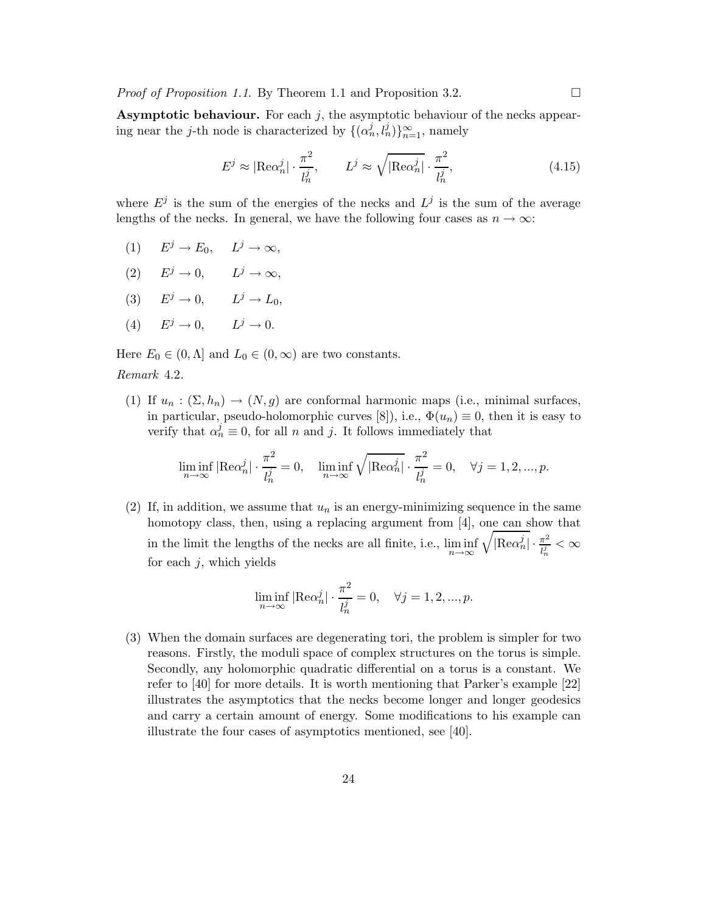*Proof of Proposition 1.1.* By Theorem 1.1 and Proposition 3.2. □

**Asymptotic behaviour.** For each $j$, the asymptotic behaviour of the necks appearing near the $j$-th node is characterized by $\{(\alpha_n^j, l_n^j)\}_{n=1}^{\infty}$, namely

$$E^j \approx |\mathrm{Re}\alpha_n^j| \cdot \frac{\pi^2}{l_n^j}, \qquad L^j \approx \sqrt{|\mathrm{Re}\alpha_n^j|} \cdot \frac{\pi^2}{l_n^j}, \tag{4.15}$$

where $E^j$ is the sum of the energies of the necks and $L^j$ is the sum of the average lengths of the necks. In general, we have the following four cases as $n \to \infty$:

(1) $\quad E^j \to E_0, \quad L^j \to \infty,$

(2) $\quad E^j \to 0, \quad L^j \to \infty,$

(3) $\quad E^j \to 0, \quad L^j \to L_0,$

(4) $\quad E^j \to 0, \quad L^j \to 0.$

Here $E_0 \in (0, \Lambda]$ and $L_0 \in (0, \infty)$ are two constants.

*Remark* 4.2.

(1) If $u_n : (\Sigma, h_n) \to (N, g)$ are conformal harmonic maps (i.e., minimal surfaces, in particular, pseudo-holomorphic curves [8]), i.e., $\Phi(u_n) \equiv 0$, then it is easy to verify that $\alpha_n^j \equiv 0$, for all $n$ and $j$. It follows immediately that

$$\liminf_{n\to\infty} |\mathrm{Re}\alpha_n^j| \cdot \frac{\pi^2}{l_n^j} = 0, \quad \liminf_{n\to\infty} \sqrt{|\mathrm{Re}\alpha_n^j|} \cdot \frac{\pi^2}{l_n^j} = 0, \quad \forall j = 1, 2, ..., p.$$

(2) If, in addition, we assume that $u_n$ is an energy-minimizing sequence in the same homotopy class, then, using a replacing argument from [4], one can show that in the limit the lengths of the necks are all finite, i.e., $\liminf\limits_{n\to\infty} \sqrt{|\mathrm{Re}\alpha_n^j|} \cdot \frac{\pi^2}{l_n^j} < \infty$ for each $j$, which yields

$$\liminf_{n\to\infty} |\mathrm{Re}\alpha_n^j| \cdot \frac{\pi^2}{l_n^j} = 0, \quad \forall j = 1, 2, ..., p.$$

(3) When the domain surfaces are degenerating tori, the problem is simpler for two reasons. Firstly, the moduli space of complex structures on the torus is simple. Secondly, any holomorphic quadratic differential on a torus is a constant. We refer to [40] for more details. It is worth mentioning that Parker's example [22] illustrates the asymptotics that the necks become longer and longer geodesics and carry a certain amount of energy. Some modifications to his example can illustrate the four cases of asymptotics mentioned, see [40].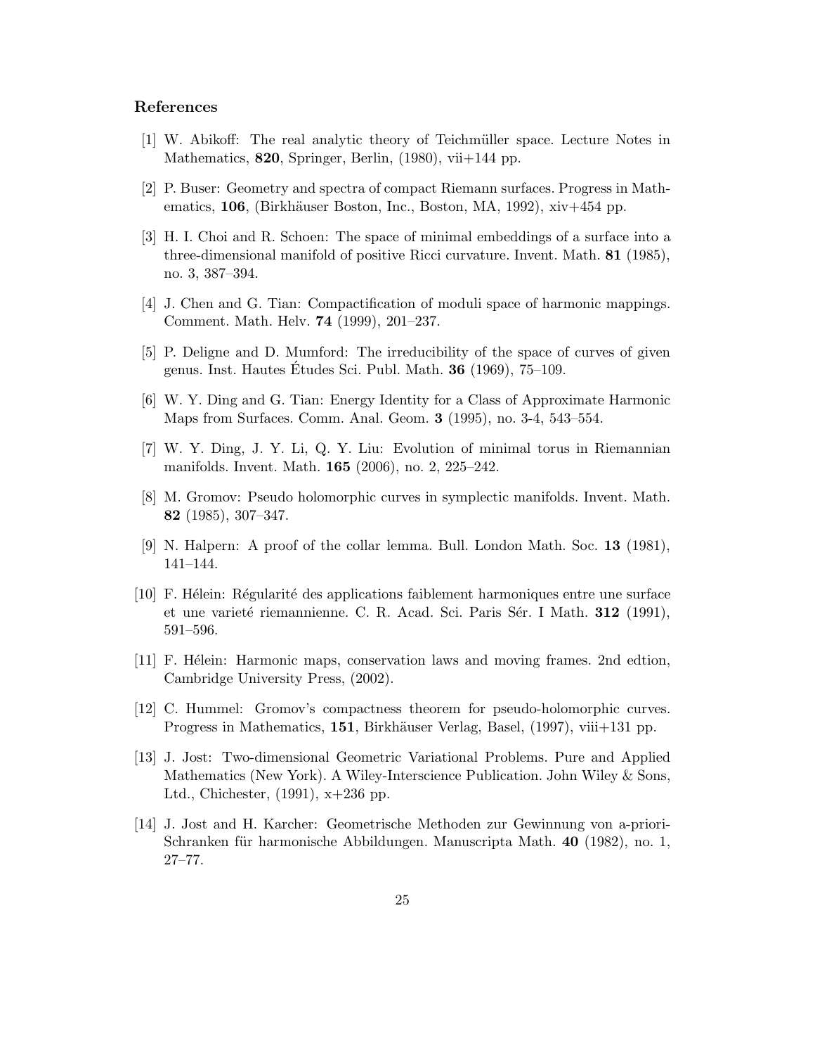## References

[1] W. Abikoff: The real analytic theory of Teichmüller space. Lecture Notes in Mathematics, **820**, Springer, Berlin, (1980), vii+144 pp.

[2] P. Buser: Geometry and spectra of compact Riemann surfaces. Progress in Mathematics, **106**, (Birkhäuser Boston, Inc., Boston, MA, 1992), xiv+454 pp.

[3] H. I. Choi and R. Schoen: The space of minimal embeddings of a surface into a three-dimensional manifold of positive Ricci curvature. Invent. Math. **81** (1985), no. 3, 387–394.

[4] J. Chen and G. Tian: Compactification of moduli space of harmonic mappings. Comment. Math. Helv. **74** (1999), 201–237.

[5] P. Deligne and D. Mumford: The irreducibility of the space of curves of given genus. Inst. Hautes Études Sci. Publ. Math. **36** (1969), 75–109.

[6] W. Y. Ding and G. Tian: Energy Identity for a Class of Approximate Harmonic Maps from Surfaces. Comm. Anal. Geom. **3** (1995), no. 3-4, 543–554.

[7] W. Y. Ding, J. Y. Li, Q. Y. Liu: Evolution of minimal torus in Riemannian manifolds. Invent. Math. **165** (2006), no. 2, 225–242.

[8] M. Gromov: Pseudo holomorphic curves in symplectic manifolds. Invent. Math. **82** (1985), 307–347.

[9] N. Halpern: A proof of the collar lemma. Bull. London Math. Soc. **13** (1981), 141–144.

[10] F. Hélein: Régularité des applications faiblement harmoniques entre une surface et une varieté riemannienne. C. R. Acad. Sci. Paris Sér. I Math. **312** (1991), 591–596.

[11] F. Hélein: Harmonic maps, conservation laws and moving frames. 2nd edtion, Cambridge University Press, (2002).

[12] C. Hummel: Gromov's compactness theorem for pseudo-holomorphic curves. Progress in Mathematics, **151**, Birkhäuser Verlag, Basel, (1997), viii+131 pp.

[13] J. Jost: Two-dimensional Geometric Variational Problems. Pure and Applied Mathematics (New York). A Wiley-Interscience Publication. John Wiley & Sons, Ltd., Chichester, (1991), x+236 pp.

[14] J. Jost and H. Karcher: Geometrische Methoden zur Gewinnung von a-priori-Schranken für harmonische Abbildungen. Manuscripta Math. **40** (1982), no. 1, 27–77.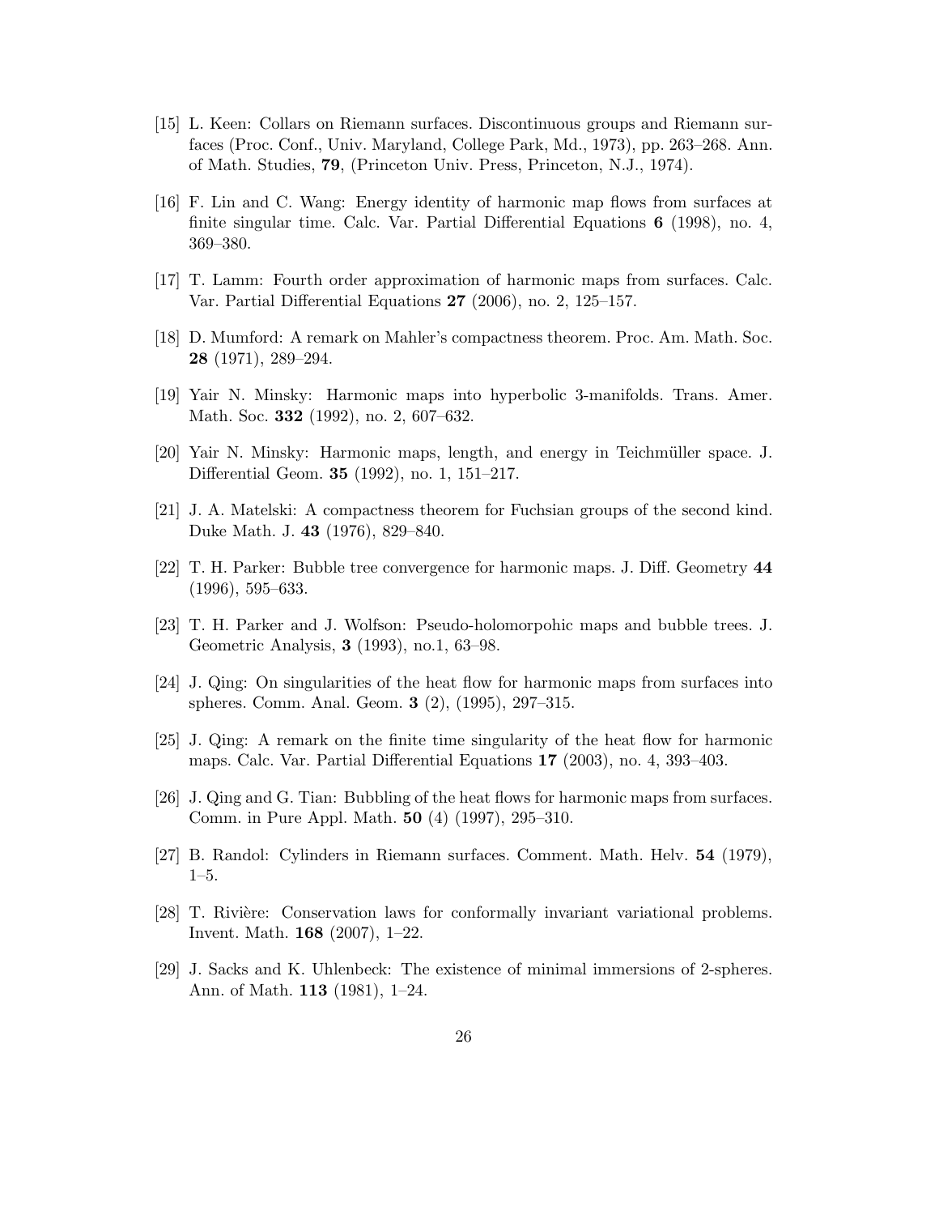[15] L. Keen: Collars on Riemann surfaces. Discontinuous groups and Riemann surfaces (Proc. Conf., Univ. Maryland, College Park, Md., 1973), pp. 263–268. Ann. of Math. Studies, **79**, (Princeton Univ. Press, Princeton, N.J., 1974).

[16] F. Lin and C. Wang: Energy identity of harmonic map flows from surfaces at finite singular time. Calc. Var. Partial Differential Equations **6** (1998), no. 4, 369–380.

[17] T. Lamm: Fourth order approximation of harmonic maps from surfaces. Calc. Var. Partial Differential Equations **27** (2006), no. 2, 125–157.

[18] D. Mumford: A remark on Mahler's compactness theorem. Proc. Am. Math. Soc. **28** (1971), 289–294.

[19] Yair N. Minsky: Harmonic maps into hyperbolic 3-manifolds. Trans. Amer. Math. Soc. **332** (1992), no. 2, 607–632.

[20] Yair N. Minsky: Harmonic maps, length, and energy in Teichmüller space. J. Differential Geom. **35** (1992), no. 1, 151–217.

[21] J. A. Matelski: A compactness theorem for Fuchsian groups of the second kind. Duke Math. J. **43** (1976), 829–840.

[22] T. H. Parker: Bubble tree convergence for harmonic maps. J. Diff. Geometry **44** (1996), 595–633.

[23] T. H. Parker and J. Wolfson: Pseudo-holomorpohic maps and bubble trees. J. Geometric Analysis, **3** (1993), no.1, 63–98.

[24] J. Qing: On singularities of the heat flow for harmonic maps from surfaces into spheres. Comm. Anal. Geom. **3** (2), (1995), 297–315.

[25] J. Qing: A remark on the finite time singularity of the heat flow for harmonic maps. Calc. Var. Partial Differential Equations **17** (2003), no. 4, 393–403.

[26] J. Qing and G. Tian: Bubbling of the heat flows for harmonic maps from surfaces. Comm. in Pure Appl. Math. **50** (4) (1997), 295–310.

[27] B. Randol: Cylinders in Riemann surfaces. Comment. Math. Helv. **54** (1979), 1–5.

[28] T. Rivière: Conservation laws for conformally invariant variational problems. Invent. Math. **168** (2007), 1–22.

[29] J. Sacks and K. Uhlenbeck: The existence of minimal immersions of 2-spheres. Ann. of Math. **113** (1981), 1–24.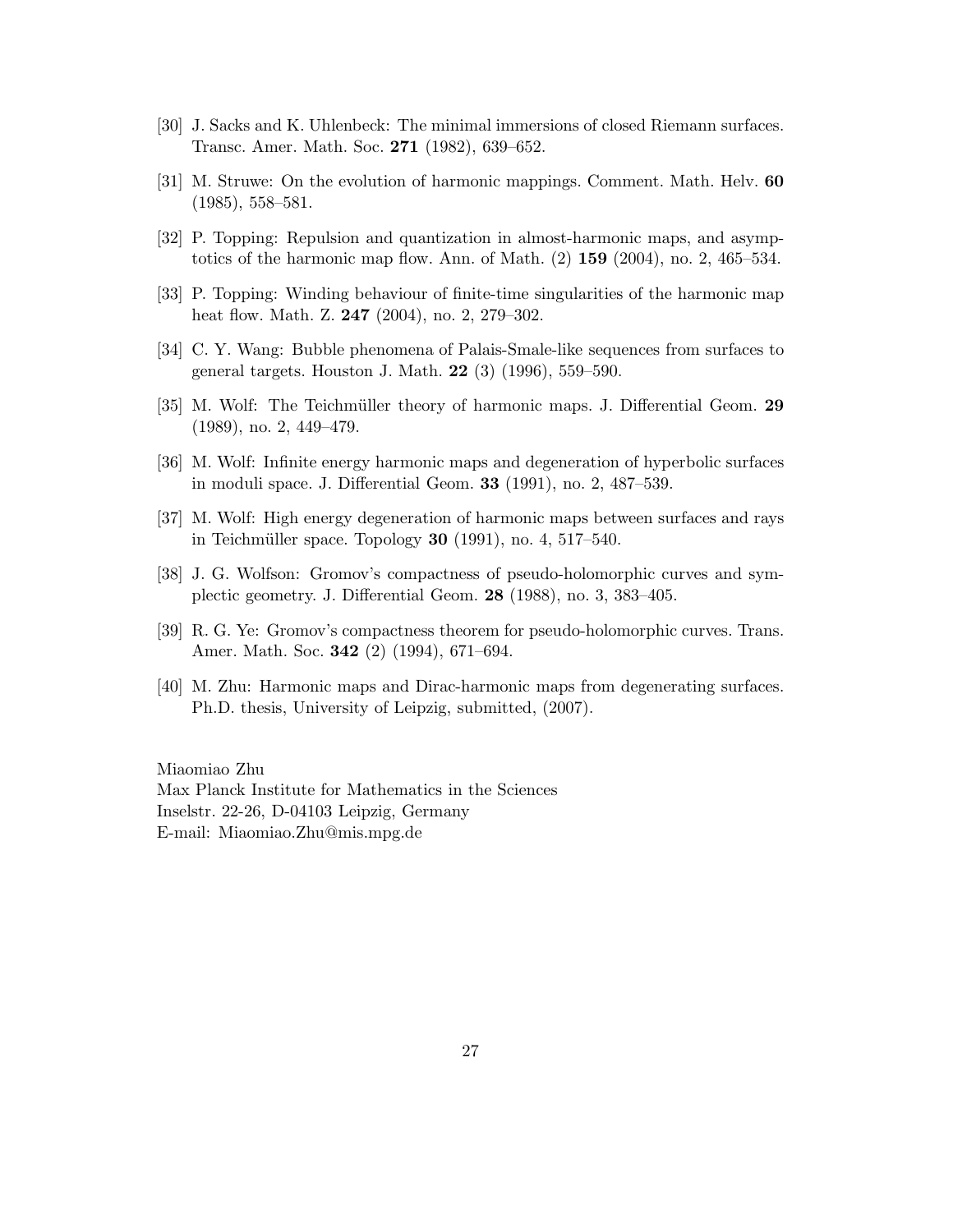[30] J. Sacks and K. Uhlenbeck: The minimal immersions of closed Riemann surfaces. Transc. Amer. Math. Soc. **271** (1982), 639–652.

[31] M. Struwe: On the evolution of harmonic mappings. Comment. Math. Helv. **60** (1985), 558–581.

[32] P. Topping: Repulsion and quantization in almost-harmonic maps, and asymptotics of the harmonic map flow. Ann. of Math. (2) **159** (2004), no. 2, 465–534.

[33] P. Topping: Winding behaviour of finite-time singularities of the harmonic map heat flow. Math. Z. **247** (2004), no. 2, 279–302.

[34] C. Y. Wang: Bubble phenomena of Palais-Smale-like sequences from surfaces to general targets. Houston J. Math. **22** (3) (1996), 559–590.

[35] M. Wolf: The Teichmüller theory of harmonic maps. J. Differential Geom. **29** (1989), no. 2, 449–479.

[36] M. Wolf: Infinite energy harmonic maps and degeneration of hyperbolic surfaces in moduli space. J. Differential Geom. **33** (1991), no. 2, 487–539.

[37] M. Wolf: High energy degeneration of harmonic maps between surfaces and rays in Teichmüller space. Topology **30** (1991), no. 4, 517–540.

[38] J. G. Wolfson: Gromov's compactness of pseudo-holomorphic curves and symplectic geometry. J. Differential Geom. **28** (1988), no. 3, 383–405.

[39] R. G. Ye: Gromov's compactness theorem for pseudo-holomorphic curves. Trans. Amer. Math. Soc. **342** (2) (1994), 671–694.

[40] M. Zhu: Harmonic maps and Dirac-harmonic maps from degenerating surfaces. Ph.D. thesis, University of Leipzig, submitted, (2007).

Miaomiao Zhu
Max Planck Institute for Mathematics in the Sciences
Inselstr. 22-26, D-04103 Leipzig, Germany
E-mail: Miaomiao.Zhu@mis.mpg.de